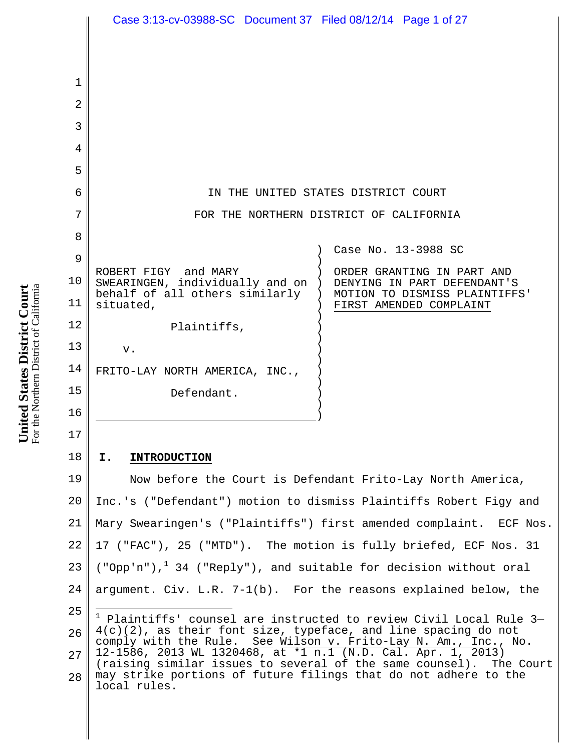IN THE UNITED STATES DISTRICT COURT

FOR THE NORTHERN DISTRICT OF CALIFORNIA

ROBERT FIGY and MARY SWEARINGEN, individually and on behalf of all others similarly situated,

Plaintiffs,

v.

FRITO-LAY NORTH AMERICA, INC.,

Defendant.

Case No. 13-3988 SC

ORDER GRANTING IN PART AND DENYING IN PART DEFENDANT'S MOTION TO DISMISS PLAINTIFFS' FIRST AMENDED COMPLAINT

## I. INTRODUCTION

Now before the Court is Defendant Frito-Lay North America, Inc.'s ("Defendant") motion to dismiss Plaintiffs Robert Figy and Mary Swearingen's ("Plaintiffs") first amended complaint. ECF Nos. 17 ("FAC"), 25 ("MTD"). The motion is fully briefed, ECF Nos. 31 ("Opp'n"),[1] 34 ("Reply"), and suitable for decision without oral argument. Civ. L.R. 7-1(b). For the reasons explained below, the

[1] Plaintiffs' counsel are instructed to review Civil Local Rule 3—4(c)(2), as their font size, typeface, and line spacing do not comply with the Rule. See Wilson v. Frito-Lay N. Am., Inc., No. 12-1586, 2013 WL 1320468, at *1 n.1 (N.D. Cal. Apr. 1, 2013) (raising similar issues to several of the same counsel). The Court may strike portions of future filings that do not adhere to the local rules.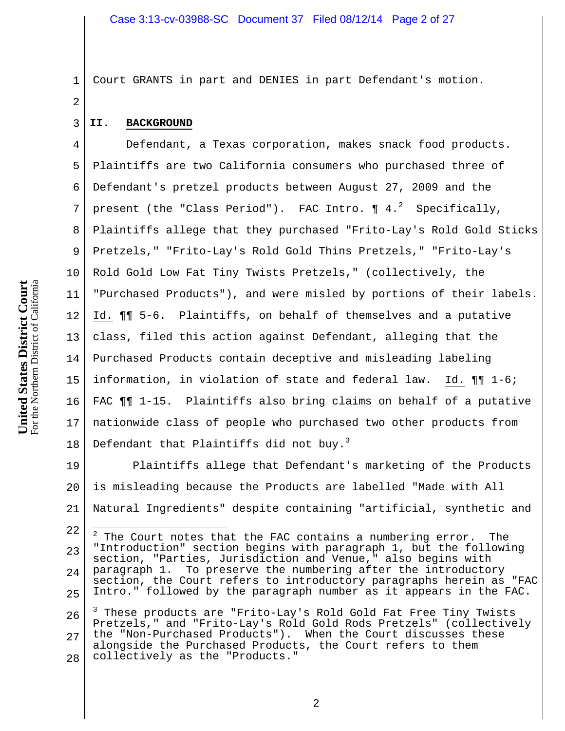Court GRANTS in part and DENIES in part Defendant's motion.

## II. BACKGROUND

Defendant, a Texas corporation, makes snack food products. Plaintiffs are two California consumers who purchased three of Defendant's pretzel products between August 27, 2009 and the present (the "Class Period"). FAC Intro. ¶ 4.[2] Specifically, Plaintiffs allege that they purchased "Frito-Lay's Rold Gold Sticks Pretzels," "Frito-Lay's Rold Gold Thins Pretzels," "Frito-Lay's Rold Gold Low Fat Tiny Twists Pretzels," (collectively, the "Purchased Products"), and were misled by portions of their labels. Id. ¶¶ 5-6. Plaintiffs, on behalf of themselves and a putative class, filed this action against Defendant, alleging that the Purchased Products contain deceptive and misleading labeling information, in violation of state and federal law. Id. ¶¶ 1-6; FAC ¶¶ 1-15. Plaintiffs also bring claims on behalf of a putative nationwide class of people who purchased two other products from Defendant that Plaintiffs did not buy.[3]

Plaintiffs allege that Defendant's marketing of the Products is misleading because the Products are labelled "Made with All Natural Ingredients" despite containing "artificial, synthetic and

---

[2] The Court notes that the FAC contains a numbering error. The "Introduction" section begins with paragraph 1, but the following section, "Parties, Jurisdiction and Venue," also begins with paragraph 1. To preserve the numbering after the introductory section, the Court refers to introductory paragraphs herein as "FAC Intro." followed by the paragraph number as it appears in the FAC.

[3] These products are "Frito-Lay's Rold Gold Fat Free Tiny Twists Pretzels," and "Frito-Lay's Rold Gold Rods Pretzels" (collectively the "Non-Purchased Products"). When the Court discusses these alongside the Purchased Products, the Court refers to them collectively as the "Products."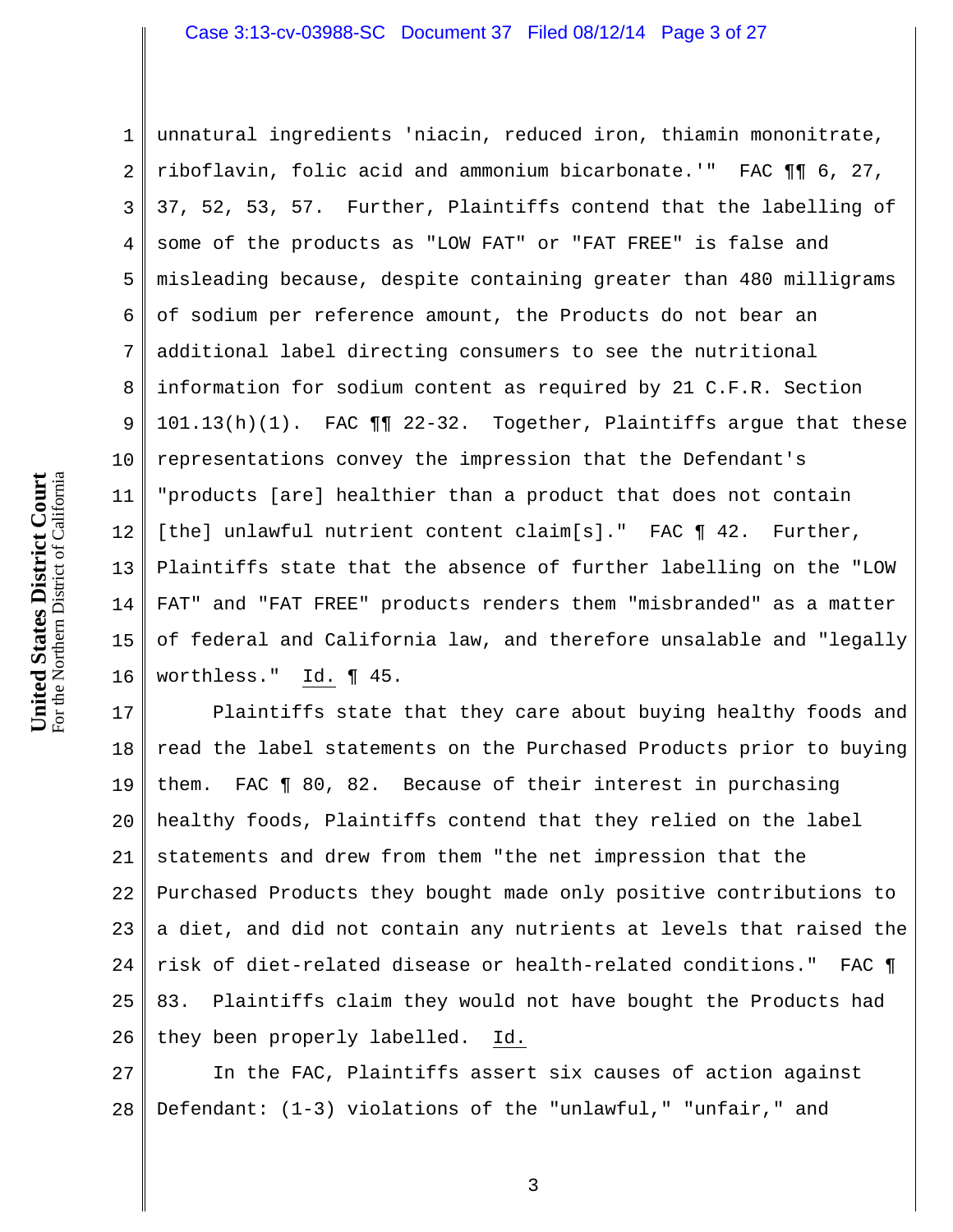unnatural ingredients 'niacin, reduced iron, thiamin mononitrate, riboflavin, folic acid and ammonium bicarbonate.'" FAC ¶¶ 6, 27, 37, 52, 53, 57. Further, Plaintiffs contend that the labelling of some of the products as "LOW FAT" or "FAT FREE" is false and misleading because, despite containing greater than 480 milligrams of sodium per reference amount, the Products do not bear an additional label directing consumers to see the nutritional information for sodium content as required by 21 C.F.R. Section 101.13(h)(1). FAC ¶¶ 22-32. Together, Plaintiffs argue that these representations convey the impression that the Defendant's "products [are] healthier than a product that does not contain [the] unlawful nutrient content claim[s]." FAC ¶ 42. Further, Plaintiffs state that the absence of further labelling on the "LOW FAT" and "FAT FREE" products renders them "misbranded" as a matter of federal and California law, and therefore unsalable and "legally worthless." Id. ¶ 45.

Plaintiffs state that they care about buying healthy foods and read the label statements on the Purchased Products prior to buying them. FAC ¶ 80, 82. Because of their interest in purchasing healthy foods, Plaintiffs contend that they relied on the label statements and drew from them "the net impression that the Purchased Products they bought made only positive contributions to a diet, and did not contain any nutrients at levels that raised the risk of diet-related disease or health-related conditions." FAC ¶ 83. Plaintiffs claim they would not have bought the Products had they been properly labelled. Id.

In the FAC, Plaintiffs assert six causes of action against Defendant: (1-3) violations of the "unlawful," "unfair," and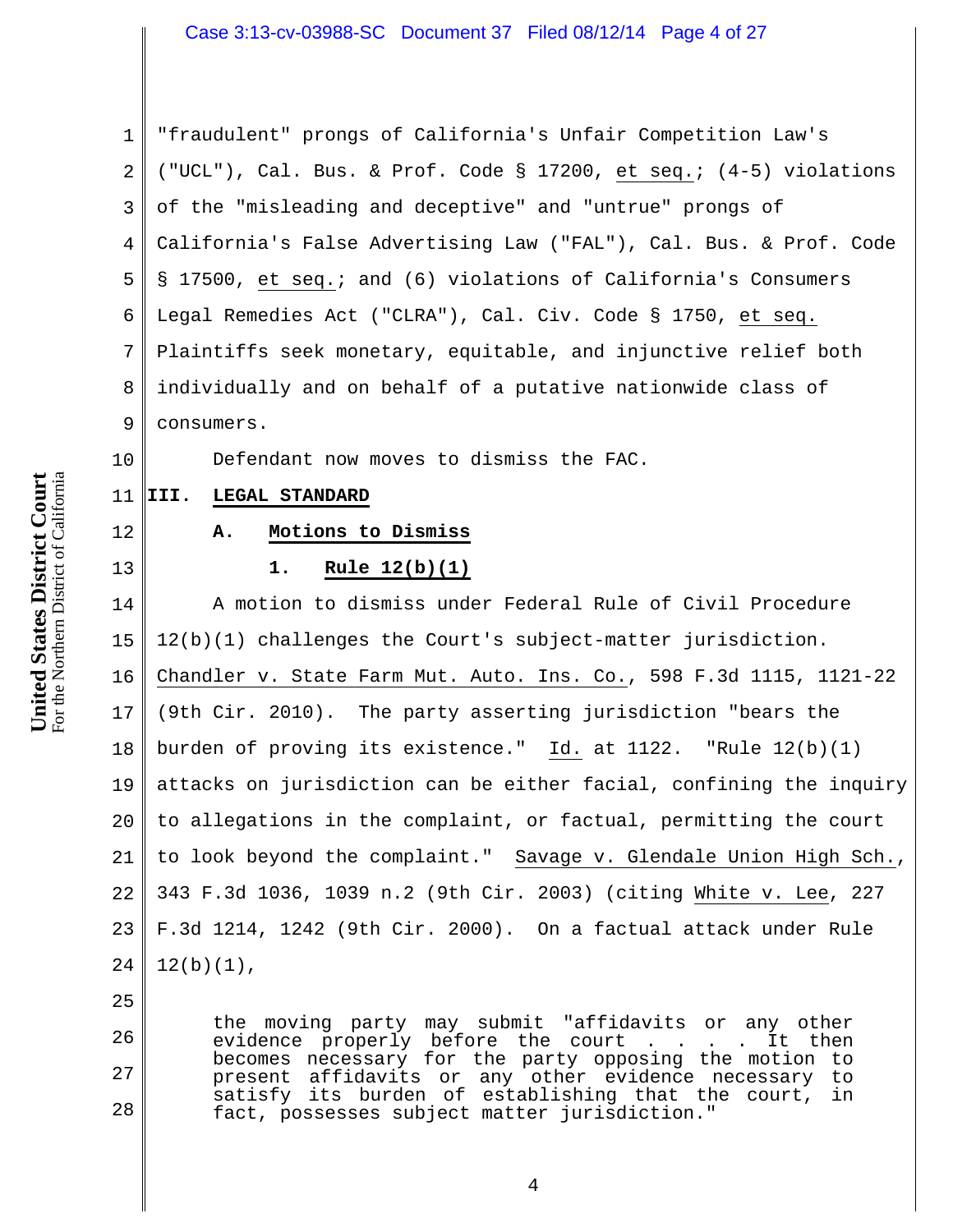"fraudulent" prongs of California's Unfair Competition Law's ("UCL"), Cal. Bus. & Prof. Code § 17200, et seq.; (4-5) violations of the "misleading and deceptive" and "untrue" prongs of California's False Advertising Law ("FAL"), Cal. Bus. & Prof. Code § 17500, et seq.; and (6) violations of California's Consumers Legal Remedies Act ("CLRA"), Cal. Civ. Code § 1750, et seq. Plaintiffs seek monetary, equitable, and injunctive relief both individually and on behalf of a putative nationwide class of consumers.

Defendant now moves to dismiss the FAC.

## III. LEGAL STANDARD

### A. Motions to Dismiss

#### 1. Rule 12(b)(1)

A motion to dismiss under Federal Rule of Civil Procedure 12(b)(1) challenges the Court's subject-matter jurisdiction. Chandler v. State Farm Mut. Auto. Ins. Co., 598 F.3d 1115, 1121-22 (9th Cir. 2010). The party asserting jurisdiction "bears the burden of proving its existence." Id. at 1122. "Rule 12(b)(1) attacks on jurisdiction can be either facial, confining the inquiry to allegations in the complaint, or factual, permitting the court to look beyond the complaint." Savage v. Glendale Union High Sch., 343 F.3d 1036, 1039 n.2 (9th Cir. 2003) (citing White v. Lee, 227 F.3d 1214, 1242 (9th Cir. 2000). On a factual attack under Rule 12(b)(1),

> the moving party may submit "affidavits or any other evidence properly before the court . . . . It then becomes necessary for the party opposing the motion to present affidavits or any other evidence necessary to satisfy its burden of establishing that the court, in fact, possesses subject matter jurisdiction."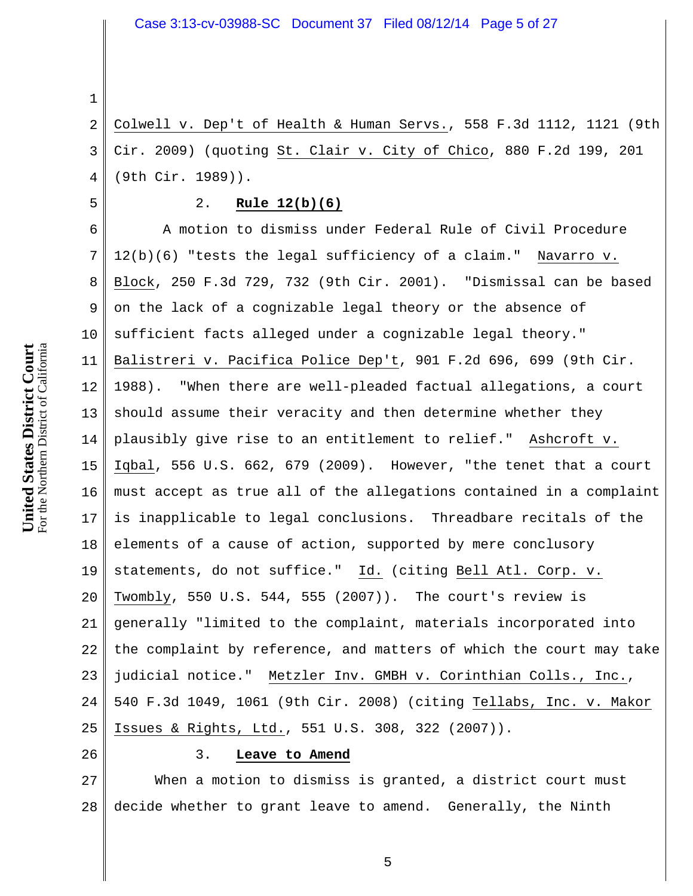Colwell v. Dep't of Health & Human Servs., 558 F.3d 1112, 1121 (9th Cir. 2009) (quoting St. Clair v. City of Chico, 880 F.2d 199, 201 (9th Cir. 1989)).

### 2. **Rule 12(b)(6)**

A motion to dismiss under Federal Rule of Civil Procedure 12(b)(6) "tests the legal sufficiency of a claim." Navarro v. Block, 250 F.3d 729, 732 (9th Cir. 2001). "Dismissal can be based on the lack of a cognizable legal theory or the absence of sufficient facts alleged under a cognizable legal theory." Balistreri v. Pacifica Police Dep't, 901 F.2d 696, 699 (9th Cir. 1988). "When there are well-pleaded factual allegations, a court should assume their veracity and then determine whether they plausibly give rise to an entitlement to relief." Ashcroft v. Iqbal, 556 U.S. 662, 679 (2009). However, "the tenet that a court must accept as true all of the allegations contained in a complaint is inapplicable to legal conclusions. Threadbare recitals of the elements of a cause of action, supported by mere conclusory statements, do not suffice." Id. (citing Bell Atl. Corp. v. Twombly, 550 U.S. 544, 555 (2007)). The court's review is generally "limited to the complaint, materials incorporated into the complaint by reference, and matters of which the court may take judicial notice." Metzler Inv. GMBH v. Corinthian Colls., Inc., 540 F.3d 1049, 1061 (9th Cir. 2008) (citing Tellabs, Inc. v. Makor Issues & Rights, Ltd., 551 U.S. 308, 322 (2007)).

### 3. **Leave to Amend**

When a motion to dismiss is granted, a district court must decide whether to grant leave to amend. Generally, the Ninth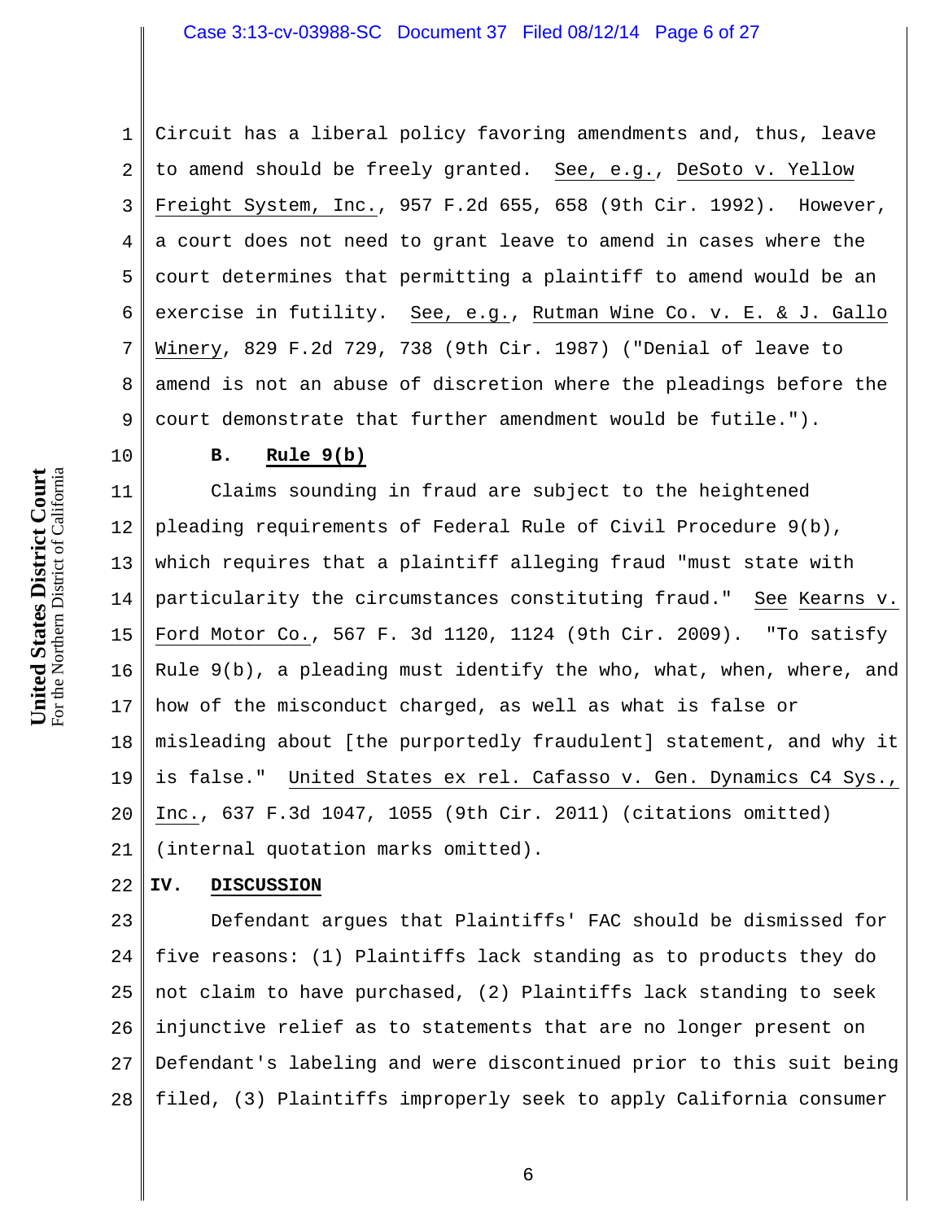Circuit has a liberal policy favoring amendments and, thus, leave to amend should be freely granted. See, e.g., DeSoto v. Yellow Freight System, Inc., 957 F.2d 655, 658 (9th Cir. 1992). However, a court does not need to grant leave to amend in cases where the court determines that permitting a plaintiff to amend would be an exercise in futility. See, e.g., Rutman Wine Co. v. E. & J. Gallo Winery, 829 F.2d 729, 738 (9th Cir. 1987) ("Denial of leave to amend is not an abuse of discretion where the pleadings before the court demonstrate that further amendment would be futile.").

### B. Rule 9(b)

Claims sounding in fraud are subject to the heightened pleading requirements of Federal Rule of Civil Procedure 9(b), which requires that a plaintiff alleging fraud "must state with particularity the circumstances constituting fraud." See Kearns v. Ford Motor Co., 567 F. 3d 1120, 1124 (9th Cir. 2009). "To satisfy Rule 9(b), a pleading must identify the who, what, when, where, and how of the misconduct charged, as well as what is false or misleading about [the purportedly fraudulent] statement, and why it is false." United States ex rel. Cafasso v. Gen. Dynamics C4 Sys., Inc., 637 F.3d 1047, 1055 (9th Cir. 2011) (citations omitted) (internal quotation marks omitted).

## IV. DISCUSSION

Defendant argues that Plaintiffs' FAC should be dismissed for five reasons: (1) Plaintiffs lack standing as to products they do not claim to have purchased, (2) Plaintiffs lack standing to seek injunctive relief as to statements that are no longer present on Defendant's labeling and were discontinued prior to this suit being filed, (3) Plaintiffs improperly seek to apply California consumer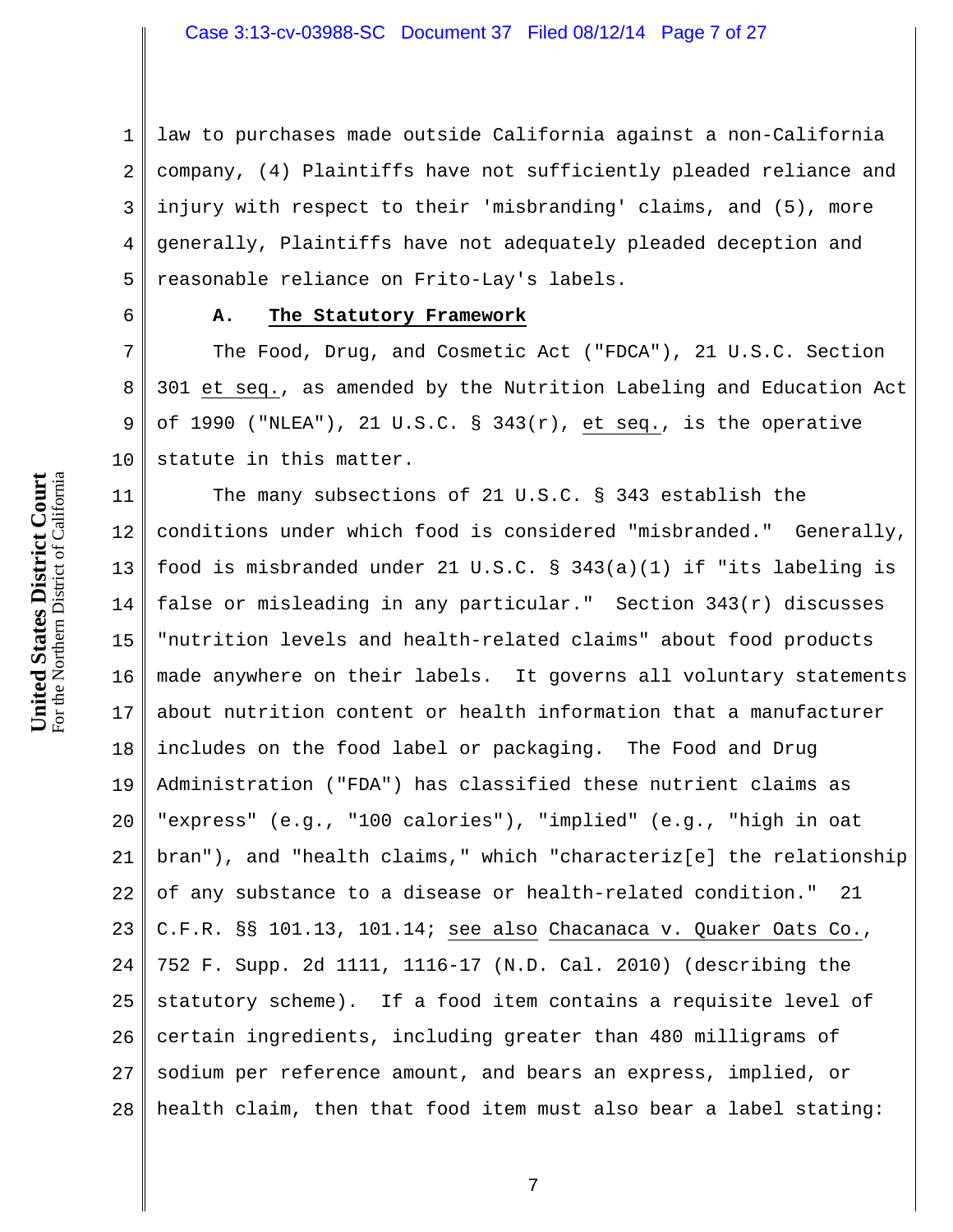law to purchases made outside California against a non-California company, (4) Plaintiffs have not sufficiently pleaded reliance and injury with respect to their 'misbranding' claims, and (5), more generally, Plaintiffs have not adequately pleaded deception and reasonable reliance on Frito-Lay's labels.

### A. The Statutory Framework

The Food, Drug, and Cosmetic Act ("FDCA"), 21 U.S.C. Section 301 et seq., as amended by the Nutrition Labeling and Education Act of 1990 ("NLEA"), 21 U.S.C. § 343(r), et seq., is the operative statute in this matter.

The many subsections of 21 U.S.C. § 343 establish the conditions under which food is considered "misbranded." Generally, food is misbranded under 21 U.S.C. § 343(a)(1) if "its labeling is false or misleading in any particular." Section 343(r) discusses "nutrition levels and health-related claims" about food products made anywhere on their labels. It governs all voluntary statements about nutrition content or health information that a manufacturer includes on the food label or packaging. The Food and Drug Administration ("FDA") has classified these nutrient claims as "express" (e.g., "100 calories"), "implied" (e.g., "high in oat bran"), and "health claims," which "characteriz[e] the relationship of any substance to a disease or health-related condition." 21 C.F.R. §§ 101.13, 101.14; see also Chacanaca v. Quaker Oats Co., 752 F. Supp. 2d 1111, 1116-17 (N.D. Cal. 2010) (describing the statutory scheme). If a food item contains a requisite level of certain ingredients, including greater than 480 milligrams of sodium per reference amount, and bears an express, implied, or health claim, then that food item must also bear a label stating: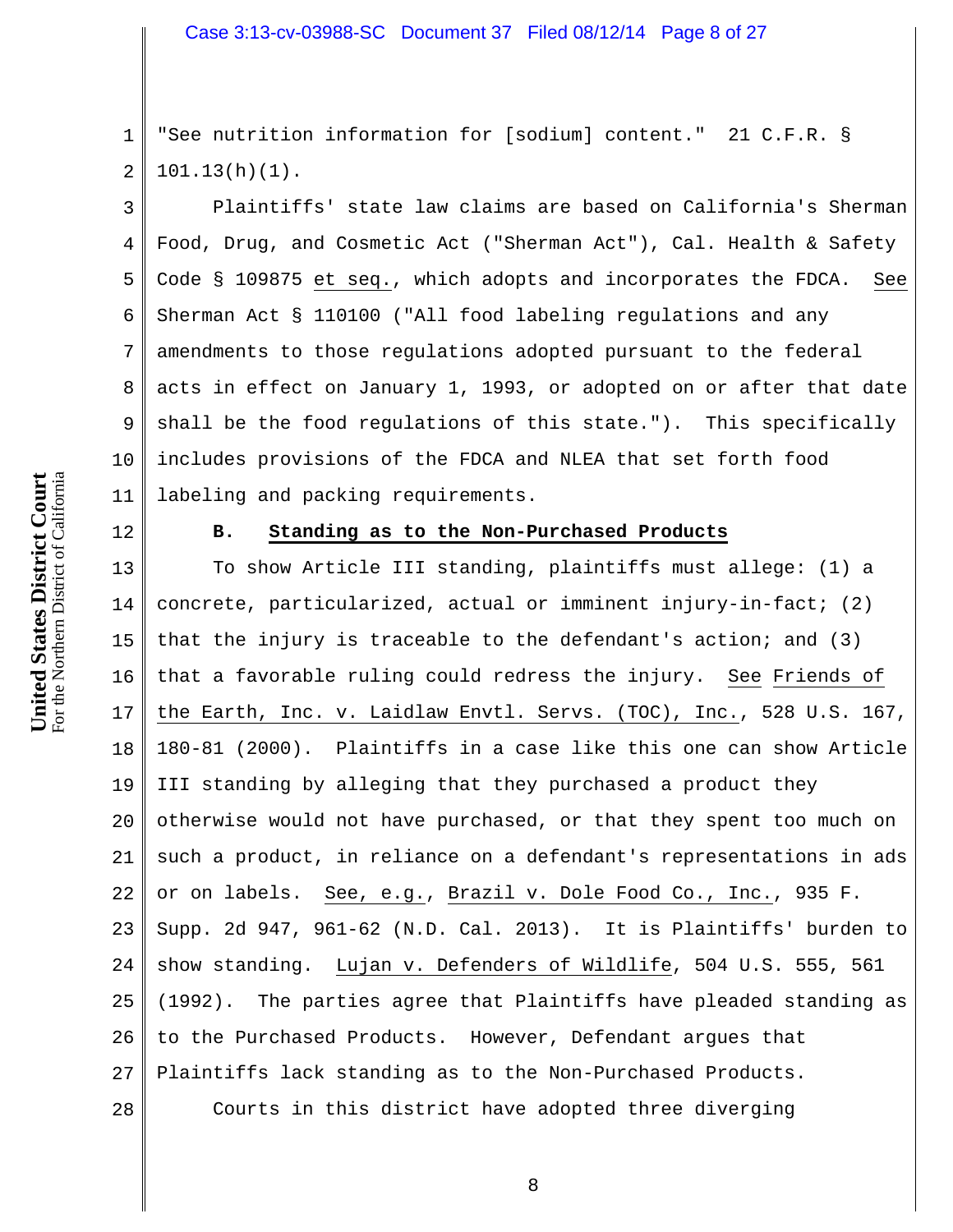"See nutrition information for [sodium] content." 21 C.F.R. § 101.13(h)(1).

Plaintiffs' state law claims are based on California's Sherman Food, Drug, and Cosmetic Act ("Sherman Act"), Cal. Health & Safety Code § 109875 et seq., which adopts and incorporates the FDCA. See Sherman Act § 110100 ("All food labeling regulations and any amendments to those regulations adopted pursuant to the federal acts in effect on January 1, 1993, or adopted on or after that date shall be the food regulations of this state."). This specifically includes provisions of the FDCA and NLEA that set forth food labeling and packing requirements.

**B. Standing as to the Non-Purchased Products**

To show Article III standing, plaintiffs must allege: (1) a concrete, particularized, actual or imminent injury-in-fact; (2) that the injury is traceable to the defendant's action; and (3) that a favorable ruling could redress the injury. See Friends of the Earth, Inc. v. Laidlaw Envtl. Servs. (TOC), Inc., 528 U.S. 167, 180-81 (2000). Plaintiffs in a case like this one can show Article III standing by alleging that they purchased a product they otherwise would not have purchased, or that they spent too much on such a product, in reliance on a defendant's representations in ads or on labels. See, e.g., Brazil v. Dole Food Co., Inc., 935 F. Supp. 2d 947, 961-62 (N.D. Cal. 2013). It is Plaintiffs' burden to show standing. Lujan v. Defenders of Wildlife, 504 U.S. 555, 561 (1992). The parties agree that Plaintiffs have pleaded standing as to the Purchased Products. However, Defendant argues that Plaintiffs lack standing as to the Non-Purchased Products.

Courts in this district have adopted three diverging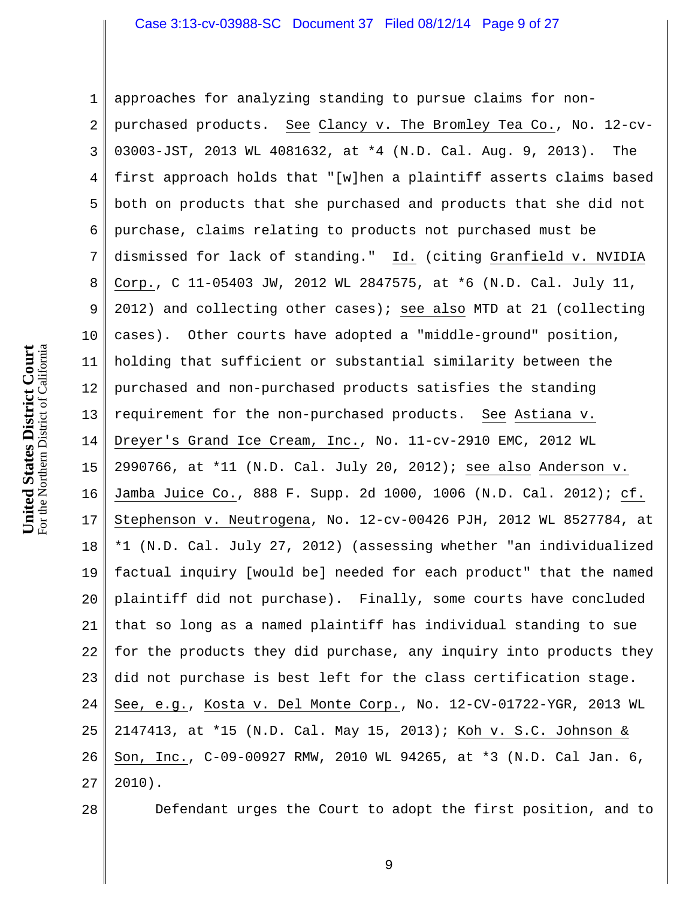approaches for analyzing standing to pursue claims for non-purchased products. See Clancy v. The Bromley Tea Co., No. 12-cv-03003-JST, 2013 WL 4081632, at *4 (N.D. Cal. Aug. 9, 2013). The first approach holds that "[w]hen a plaintiff asserts claims based both on products that she purchased and products that she did not purchase, claims relating to products not purchased must be dismissed for lack of standing." Id. (citing Granfield v. NVIDIA Corp., C 11-05403 JW, 2012 WL 2847575, at *6 (N.D. Cal. July 11, 2012) and collecting other cases); see also MTD at 21 (collecting cases). Other courts have adopted a "middle-ground" position, holding that sufficient or substantial similarity between the purchased and non-purchased products satisfies the standing requirement for the non-purchased products. See Astiana v. Dreyer's Grand Ice Cream, Inc., No. 11-cv-2910 EMC, 2012 WL 2990766, at *11 (N.D. Cal. July 20, 2012); see also Anderson v. Jamba Juice Co., 888 F. Supp. 2d 1000, 1006 (N.D. Cal. 2012); cf. Stephenson v. Neutrogena, No. 12-cv-00426 PJH, 2012 WL 8527784, at *1 (N.D. Cal. July 27, 2012) (assessing whether "an individualized factual inquiry [would be] needed for each product" that the named plaintiff did not purchase). Finally, some courts have concluded that so long as a named plaintiff has individual standing to sue for the products they did purchase, any inquiry into products they did not purchase is best left for the class certification stage. See, e.g., Kosta v. Del Monte Corp., No. 12-CV-01722-YGR, 2013 WL 2147413, at *15 (N.D. Cal. May 15, 2013); Koh v. S.C. Johnson & Son, Inc., C-09-00927 RMW, 2010 WL 94265, at *3 (N.D. Cal Jan. 6, 2010).

Defendant urges the Court to adopt the first position, and to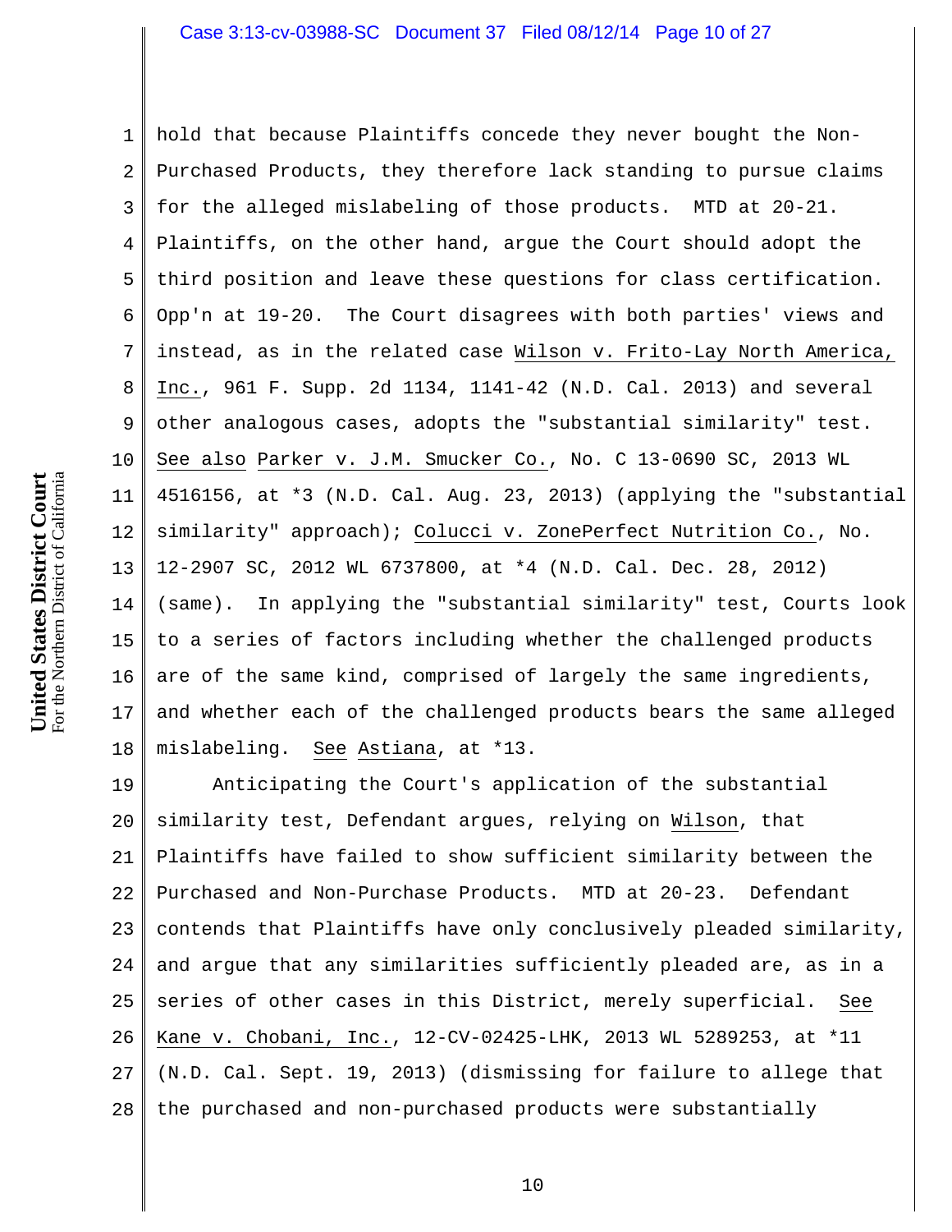hold that because Plaintiffs concede they never bought the Non-Purchased Products, they therefore lack standing to pursue claims for the alleged mislabeling of those products. MTD at 20-21. Plaintiffs, on the other hand, argue the Court should adopt the third position and leave these questions for class certification. Opp'n at 19-20. The Court disagrees with both parties' views and instead, as in the related case Wilson v. Frito-Lay North America, Inc., 961 F. Supp. 2d 1134, 1141-42 (N.D. Cal. 2013) and several other analogous cases, adopts the "substantial similarity" test. See also Parker v. J.M. Smucker Co., No. C 13-0690 SC, 2013 WL 4516156, at *3 (N.D. Cal. Aug. 23, 2013) (applying the "substantial similarity" approach); Colucci v. ZonePerfect Nutrition Co., No. 12-2907 SC, 2012 WL 6737800, at *4 (N.D. Cal. Dec. 28, 2012) (same). In applying the "substantial similarity" test, Courts look to a series of factors including whether the challenged products are of the same kind, comprised of largely the same ingredients, and whether each of the challenged products bears the same alleged mislabeling. See Astiana, at *13.

Anticipating the Court's application of the substantial similarity test, Defendant argues, relying on Wilson, that Plaintiffs have failed to show sufficient similarity between the Purchased and Non-Purchase Products. MTD at 20-23. Defendant contends that Plaintiffs have only conclusively pleaded similarity, and argue that any similarities sufficiently pleaded are, as in a series of other cases in this District, merely superficial. See Kane v. Chobani, Inc., 12-CV-02425-LHK, 2013 WL 5289253, at *11 (N.D. Cal. Sept. 19, 2013) (dismissing for failure to allege that the purchased and non-purchased products were substantially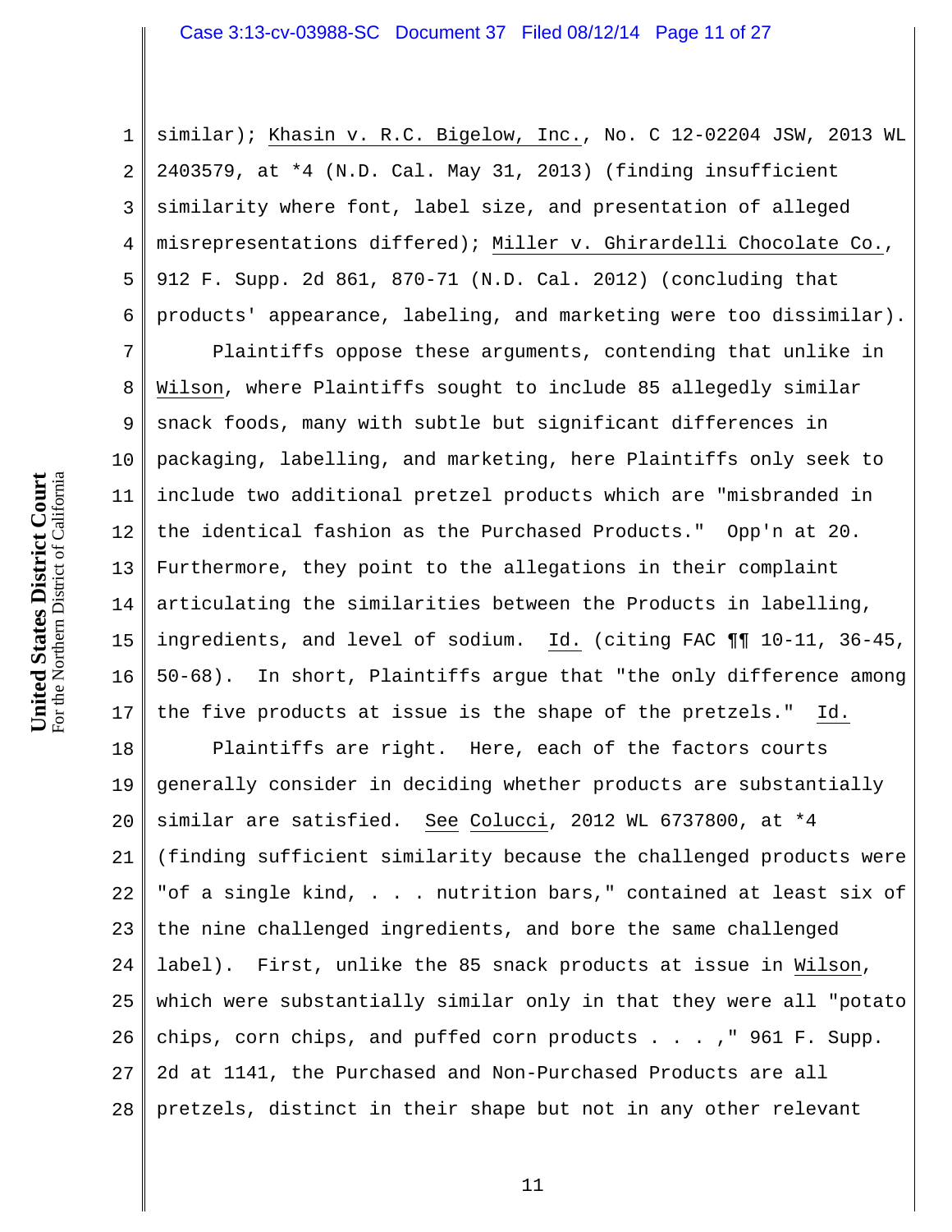similar); Khasin v. R.C. Bigelow, Inc., No. C 12-02204 JSW, 2013 WL 2403579, at *4 (N.D. Cal. May 31, 2013) (finding insufficient similarity where font, label size, and presentation of alleged misrepresentations differed); Miller v. Ghirardelli Chocolate Co., 912 F. Supp. 2d 861, 870-71 (N.D. Cal. 2012) (concluding that products' appearance, labeling, and marketing were too dissimilar).

Plaintiffs oppose these arguments, contending that unlike in Wilson, where Plaintiffs sought to include 85 allegedly similar snack foods, many with subtle but significant differences in packaging, labelling, and marketing, here Plaintiffs only seek to include two additional pretzel products which are "misbranded in the identical fashion as the Purchased Products." Opp'n at 20. Furthermore, they point to the allegations in their complaint articulating the similarities between the Products in labelling, ingredients, and level of sodium. Id. (citing FAC ¶¶ 10-11, 36-45, 50-68). In short, Plaintiffs argue that "the only difference among the five products at issue is the shape of the pretzels." Id.

Plaintiffs are right. Here, each of the factors courts generally consider in deciding whether products are substantially similar are satisfied. See Colucci, 2012 WL 6737800, at *4 (finding sufficient similarity because the challenged products were "of a single kind, . . . nutrition bars," contained at least six of the nine challenged ingredients, and bore the same challenged label). First, unlike the 85 snack products at issue in Wilson, which were substantially similar only in that they were all "potato chips, corn chips, and puffed corn products . . . ," 961 F. Supp. 2d at 1141, the Purchased and Non-Purchased Products are all pretzels, distinct in their shape but not in any other relevant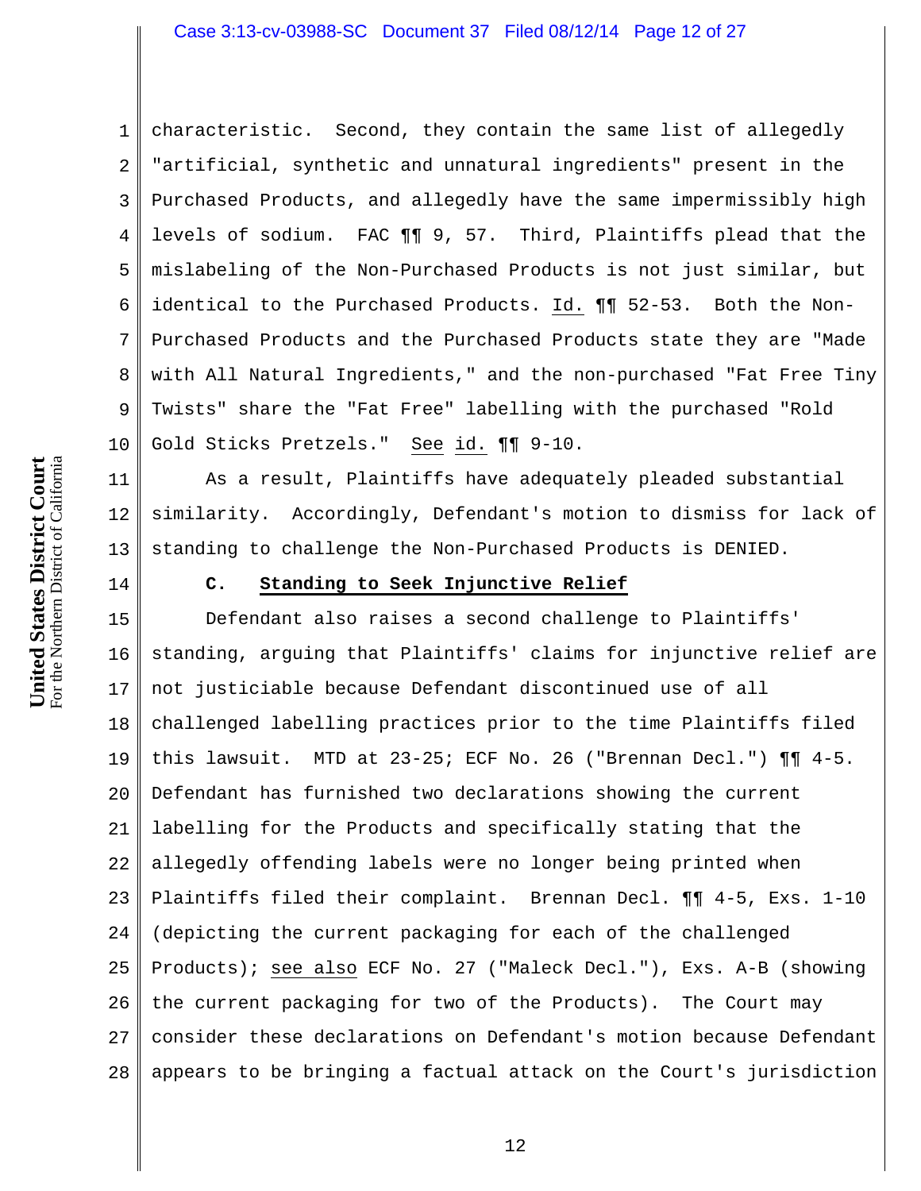characteristic. Second, they contain the same list of allegedly "artificial, synthetic and unnatural ingredients" present in the Purchased Products, and allegedly have the same impermissibly high levels of sodium. FAC ¶¶ 9, 57. Third, Plaintiffs plead that the mislabeling of the Non-Purchased Products is not just similar, but identical to the Purchased Products. Id. ¶¶ 52-53. Both the Non-Purchased Products and the Purchased Products state they are "Made with All Natural Ingredients," and the non-purchased "Fat Free Tiny Twists" share the "Fat Free" labelling with the purchased "Rold Gold Sticks Pretzels." See id. ¶¶ 9-10.

As a result, Plaintiffs have adequately pleaded substantial similarity. Accordingly, Defendant's motion to dismiss for lack of standing to challenge the Non-Purchased Products is DENIED.

### C. Standing to Seek Injunctive Relief

Defendant also raises a second challenge to Plaintiffs' standing, arguing that Plaintiffs' claims for injunctive relief are not justiciable because Defendant discontinued use of all challenged labelling practices prior to the time Plaintiffs filed this lawsuit. MTD at 23-25; ECF No. 26 ("Brennan Decl.") ¶¶ 4-5. Defendant has furnished two declarations showing the current labelling for the Products and specifically stating that the allegedly offending labels were no longer being printed when Plaintiffs filed their complaint. Brennan Decl. ¶¶ 4-5, Exs. 1-10 (depicting the current packaging for each of the challenged Products); see also ECF No. 27 ("Maleck Decl."), Exs. A-B (showing the current packaging for two of the Products). The Court may consider these declarations on Defendant's motion because Defendant appears to be bringing a factual attack on the Court's jurisdiction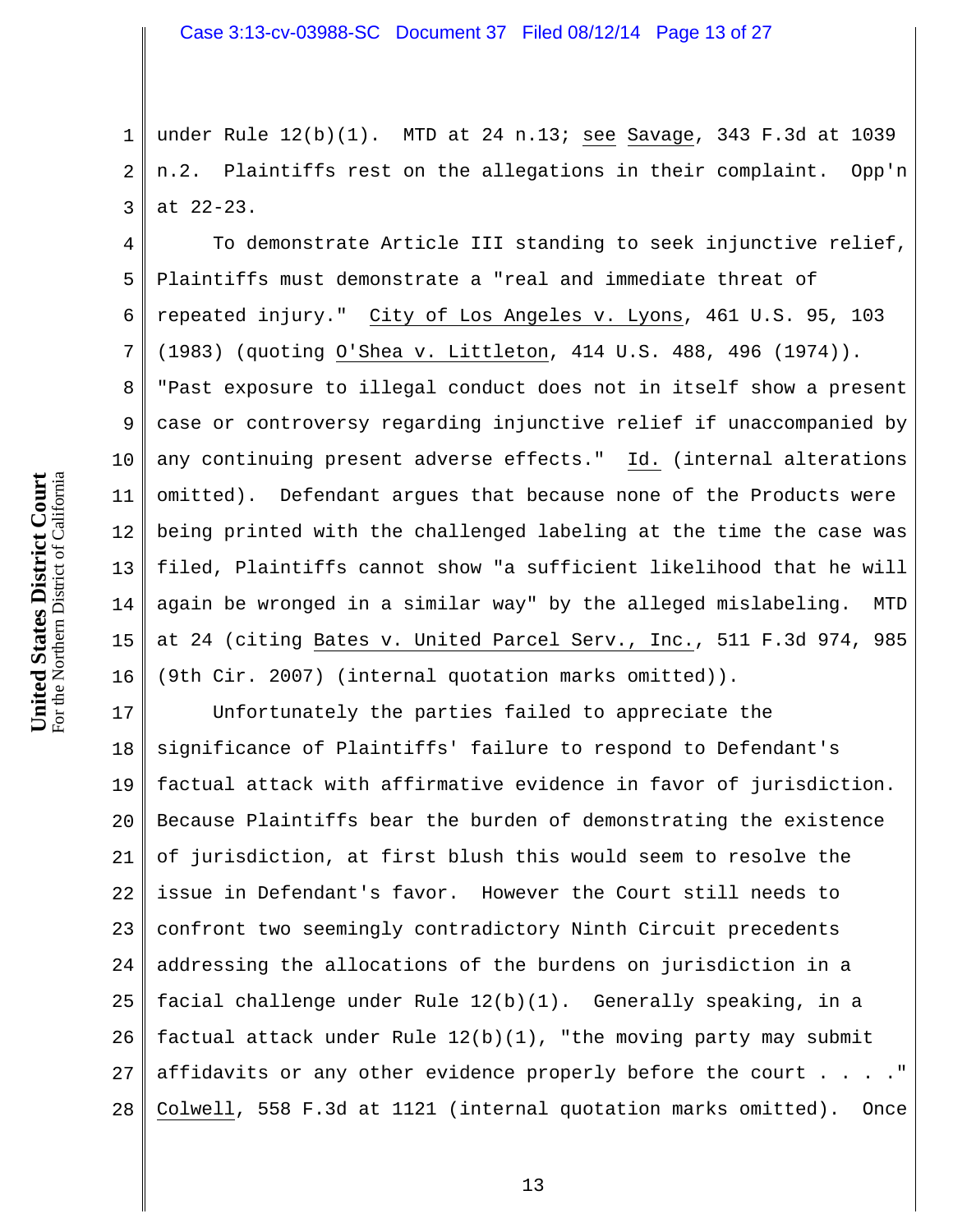under Rule 12(b)(1). MTD at 24 n.13; see Savage, 343 F.3d at 1039 n.2. Plaintiffs rest on the allegations in their complaint. Opp'n at 22-23.

To demonstrate Article III standing to seek injunctive relief, Plaintiffs must demonstrate a "real and immediate threat of repeated injury." City of Los Angeles v. Lyons, 461 U.S. 95, 103 (1983) (quoting O'Shea v. Littleton, 414 U.S. 488, 496 (1974)). "Past exposure to illegal conduct does not in itself show a present case or controversy regarding injunctive relief if unaccompanied by any continuing present adverse effects." Id. (internal alterations omitted). Defendant argues that because none of the Products were being printed with the challenged labeling at the time the case was filed, Plaintiffs cannot show "a sufficient likelihood that he will again be wronged in a similar way" by the alleged mislabeling. MTD at 24 (citing Bates v. United Parcel Serv., Inc., 511 F.3d 974, 985 (9th Cir. 2007) (internal quotation marks omitted)).

Unfortunately the parties failed to appreciate the significance of Plaintiffs' failure to respond to Defendant's factual attack with affirmative evidence in favor of jurisdiction. Because Plaintiffs bear the burden of demonstrating the existence of jurisdiction, at first blush this would seem to resolve the issue in Defendant's favor. However the Court still needs to confront two seemingly contradictory Ninth Circuit precedents addressing the allocations of the burdens on jurisdiction in a facial challenge under Rule 12(b)(1). Generally speaking, in a factual attack under Rule 12(b)(1), "the moving party may submit affidavits or any other evidence properly before the court . . . ." Colwell, 558 F.3d at 1121 (internal quotation marks omitted). Once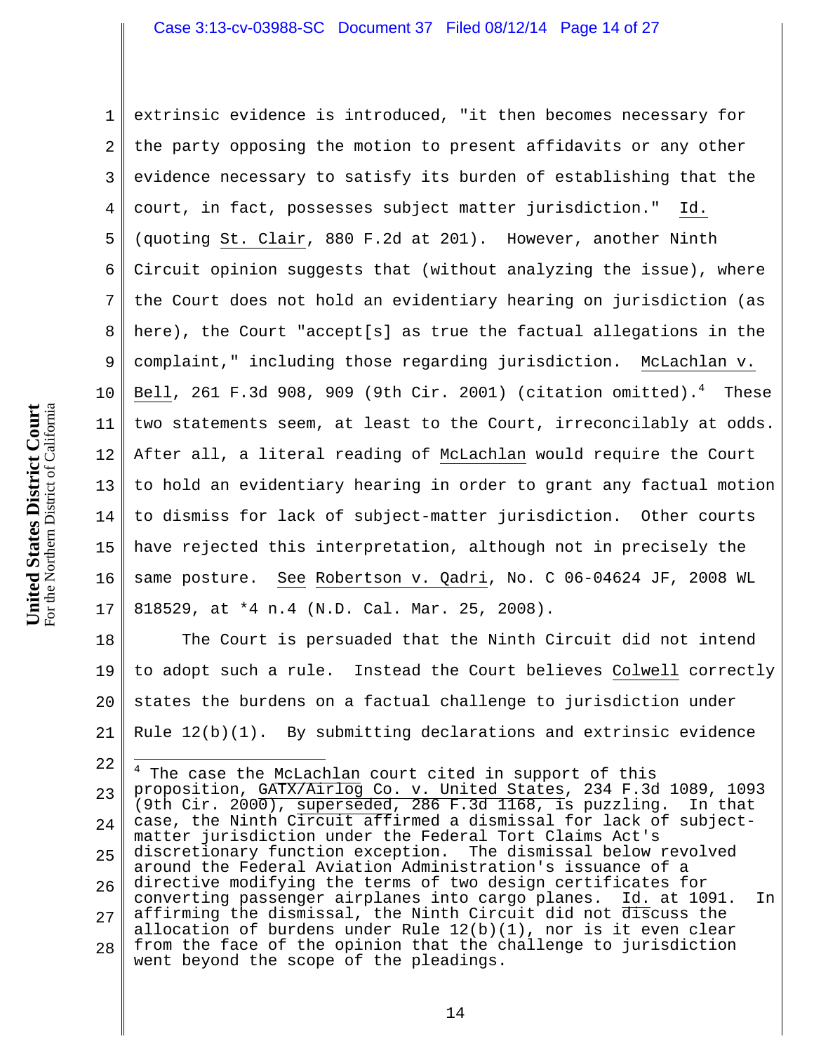extrinsic evidence is introduced, "it then becomes necessary for the party opposing the motion to present affidavits or any other evidence necessary to satisfy its burden of establishing that the court, in fact, possesses subject matter jurisdiction." Id. (quoting St. Clair, 880 F.2d at 201). However, another Ninth Circuit opinion suggests that (without analyzing the issue), where the Court does not hold an evidentiary hearing on jurisdiction (as here), the Court "accept[s] as true the factual allegations in the complaint," including those regarding jurisdiction. McLachlan v. Bell, 261 F.3d 908, 909 (9th Cir. 2001) (citation omitted).[4] These two statements seem, at least to the Court, irreconcilably at odds. After all, a literal reading of McLachlan would require the Court to hold an evidentiary hearing in order to grant any factual motion to dismiss for lack of subject-matter jurisdiction. Other courts have rejected this interpretation, although not in precisely the same posture. See Robertson v. Qadri, No. C 06-04624 JF, 2008 WL 818529, at *4 n.4 (N.D. Cal. Mar. 25, 2008).

The Court is persuaded that the Ninth Circuit did not intend to adopt such a rule. Instead the Court believes Colwell correctly states the burdens on a factual challenge to jurisdiction under Rule 12(b)(1). By submitting declarations and extrinsic evidence

---

[4] The case the McLachlan court cited in support of this proposition, GATX/Airlog Co. v. United States, 234 F.3d 1089, 1093 (9th Cir. 2000), superseded, 286 F.3d 1168, is puzzling. In that case, the Ninth Circuit affirmed a dismissal for lack of subject-matter jurisdiction under the Federal Tort Claims Act's discretionary function exception. The dismissal below revolved around the Federal Aviation Administration's issuance of a directive modifying the terms of two design certificates for converting passenger airplanes into cargo planes. Id. at 1091. In affirming the dismissal, the Ninth Circuit did not discuss the allocation of burdens under Rule 12(b)(1), nor is it even clear from the face of the opinion that the challenge to jurisdiction went beyond the scope of the pleadings.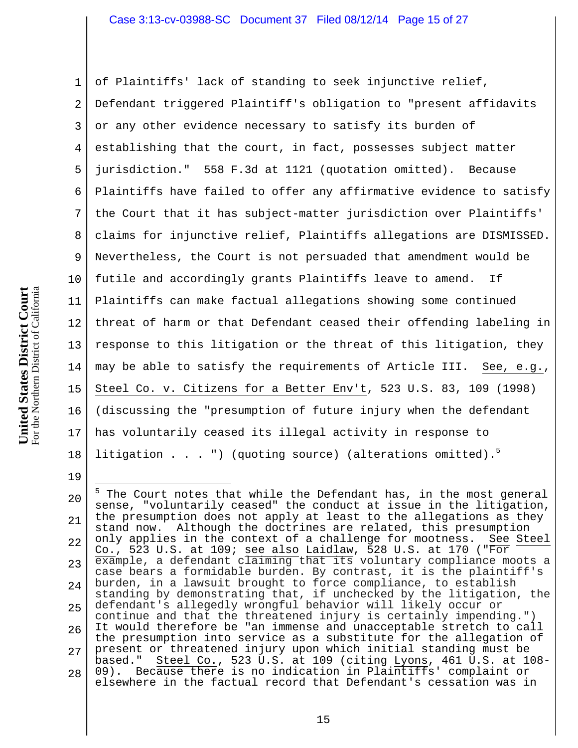of Plaintiffs' lack of standing to seek injunctive relief, Defendant triggered Plaintiff's obligation to "present affidavits or any other evidence necessary to satisfy its burden of establishing that the court, in fact, possesses subject matter jurisdiction." 558 F.3d at 1121 (quotation omitted). Because Plaintiffs have failed to offer any affirmative evidence to satisfy the Court that it has subject-matter jurisdiction over Plaintiffs' claims for injunctive relief, Plaintiffs allegations are DISMISSED. Nevertheless, the Court is not persuaded that amendment would be futile and accordingly grants Plaintiffs leave to amend. If Plaintiffs can make factual allegations showing some continued threat of harm or that Defendant ceased their offending labeling in response to this litigation or the threat of this litigation, they may be able to satisfy the requirements of Article III. See, e.g., Steel Co. v. Citizens for a Better Env't, 523 U.S. 83, 109 (1998) (discussing the "presumption of future injury when the defendant has voluntarily ceased its illegal activity in response to litigation . . . ") (quoting source) (alterations omitted).[5]

---

[5] The Court notes that while the Defendant has, in the most general sense, "voluntarily ceased" the conduct at issue in the litigation, the presumption does not apply at least to the allegations as they stand now. Although the doctrines are related, this presumption only applies in the context of a challenge for mootness. See Steel Co., 523 U.S. at 109; see also Laidlaw, 528 U.S. at 170 ("For example, a defendant claiming that its voluntary compliance moots a case bears a formidable burden. By contrast, it is the plaintiff's burden, in a lawsuit brought to force compliance, to establish standing by demonstrating that, if unchecked by the litigation, the defendant's allegedly wrongful behavior will likely occur or continue and that the threatened injury is certainly impending.") It would therefore be "an immense and unacceptable stretch to call the presumption into service as a substitute for the allegation of present or threatened injury upon which initial standing must be based." Steel Co., 523 U.S. at 109 (citing Lyons, 461 U.S. at 108-09). Because there is no indication in Plaintiffs' complaint or elsewhere in the factual record that Defendant's cessation was in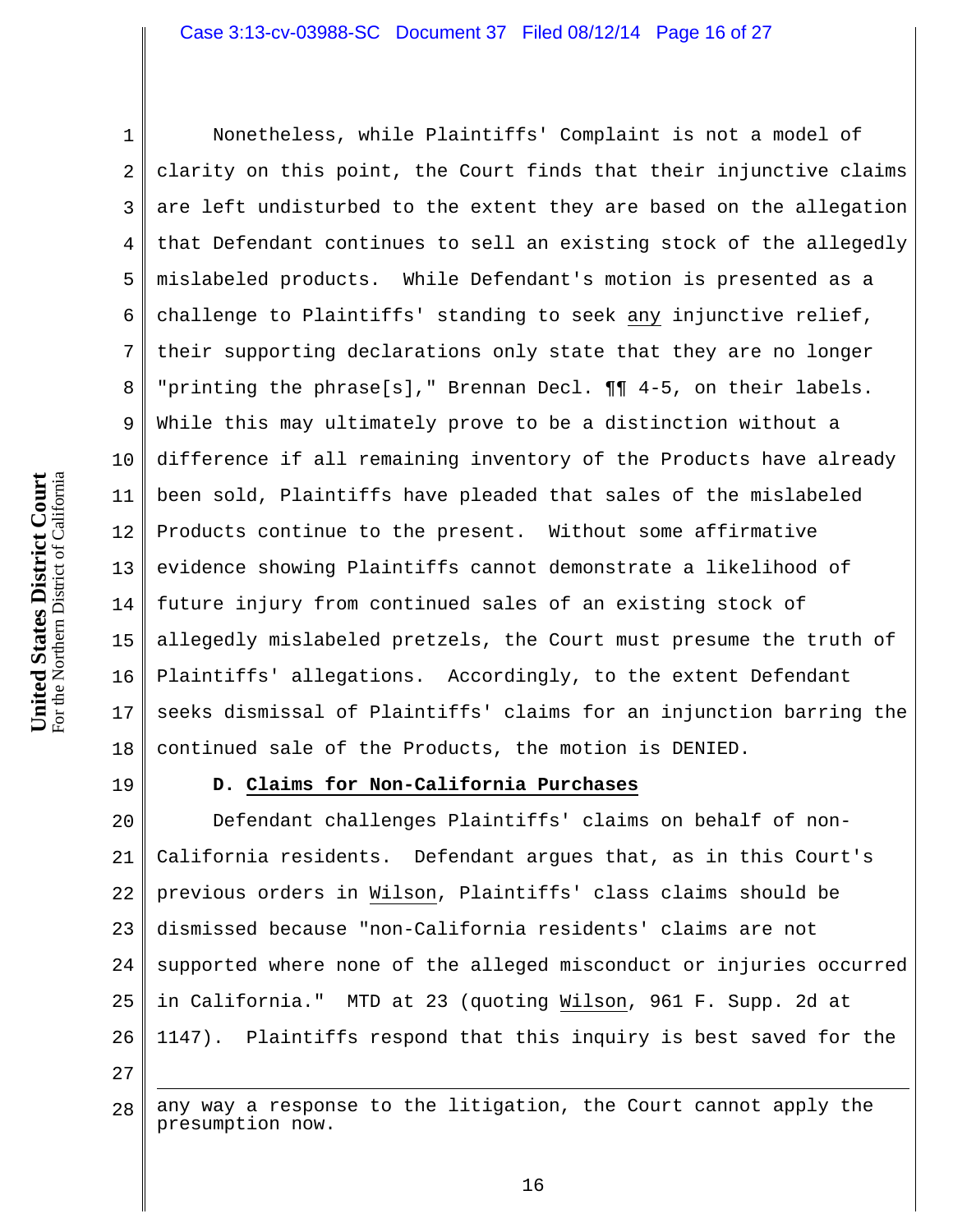Nonetheless, while Plaintiffs' Complaint is not a model of clarity on this point, the Court finds that their injunctive claims are left undisturbed to the extent they are based on the allegation that Defendant continues to sell an existing stock of the allegedly mislabeled products. While Defendant's motion is presented as a challenge to Plaintiffs' standing to seek any injunctive relief, their supporting declarations only state that they are no longer "printing the phrase[s]," Brennan Decl. ¶¶ 4-5, on their labels. While this may ultimately prove to be a distinction without a difference if all remaining inventory of the Products have already been sold, Plaintiffs have pleaded that sales of the mislabeled Products continue to the present. Without some affirmative evidence showing Plaintiffs cannot demonstrate a likelihood of future injury from continued sales of an existing stock of allegedly mislabeled pretzels, the Court must presume the truth of Plaintiffs' allegations. Accordingly, to the extent Defendant seeks dismissal of Plaintiffs' claims for an injunction barring the continued sale of the Products, the motion is DENIED.

### D. Claims for Non-California Purchases

Defendant challenges Plaintiffs' claims on behalf of non-California residents. Defendant argues that, as in this Court's previous orders in Wilson, Plaintiffs' class claims should be dismissed because "non-California residents' claims are not supported where none of the alleged misconduct or injuries occurred in California." MTD at 23 (quoting Wilson, 961 F. Supp. 2d at 1147). Plaintiffs respond that this inquiry is best saved for the

---

any way a response to the litigation, the Court cannot apply the presumption now.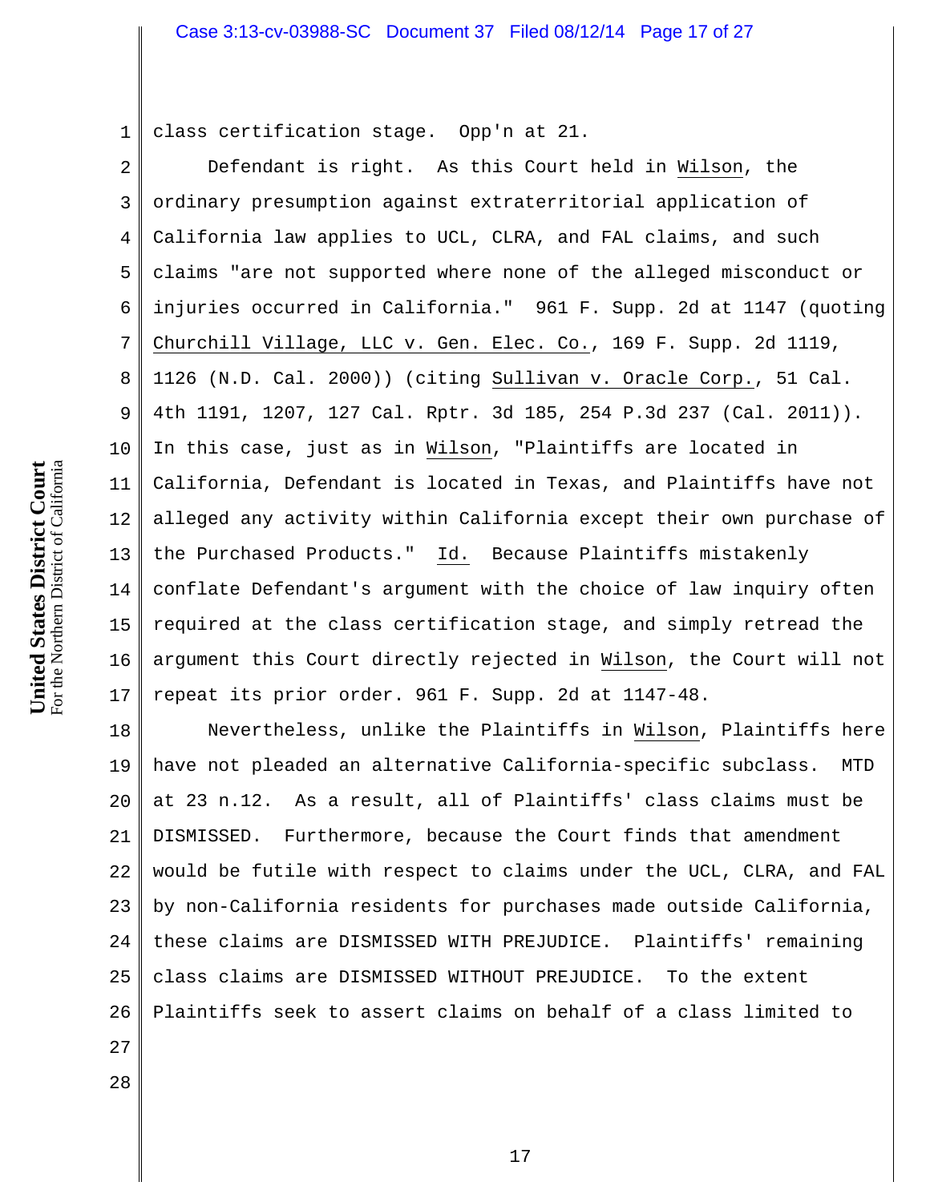class certification stage. Opp'n at 21.

Defendant is right. As this Court held in Wilson, the ordinary presumption against extraterritorial application of California law applies to UCL, CLRA, and FAL claims, and such claims "are not supported where none of the alleged misconduct or injuries occurred in California." 961 F. Supp. 2d at 1147 (quoting Churchill Village, LLC v. Gen. Elec. Co., 169 F. Supp. 2d 1119, 1126 (N.D. Cal. 2000)) (citing Sullivan v. Oracle Corp., 51 Cal. 4th 1191, 1207, 127 Cal. Rptr. 3d 185, 254 P.3d 237 (Cal. 2011)). In this case, just as in Wilson, "Plaintiffs are located in California, Defendant is located in Texas, and Plaintiffs have not alleged any activity within California except their own purchase of the Purchased Products." Id. Because Plaintiffs mistakenly conflate Defendant's argument with the choice of law inquiry often required at the class certification stage, and simply retread the argument this Court directly rejected in Wilson, the Court will not repeat its prior order. 961 F. Supp. 2d at 1147-48.

Nevertheless, unlike the Plaintiffs in Wilson, Plaintiffs here have not pleaded an alternative California-specific subclass. MTD at 23 n.12. As a result, all of Plaintiffs' class claims must be DISMISSED. Furthermore, because the Court finds that amendment would be futile with respect to claims under the UCL, CLRA, and FAL by non-California residents for purchases made outside California, these claims are DISMISSED WITH PREJUDICE. Plaintiffs' remaining class claims are DISMISSED WITHOUT PREJUDICE. To the extent Plaintiffs seek to assert claims on behalf of a class limited to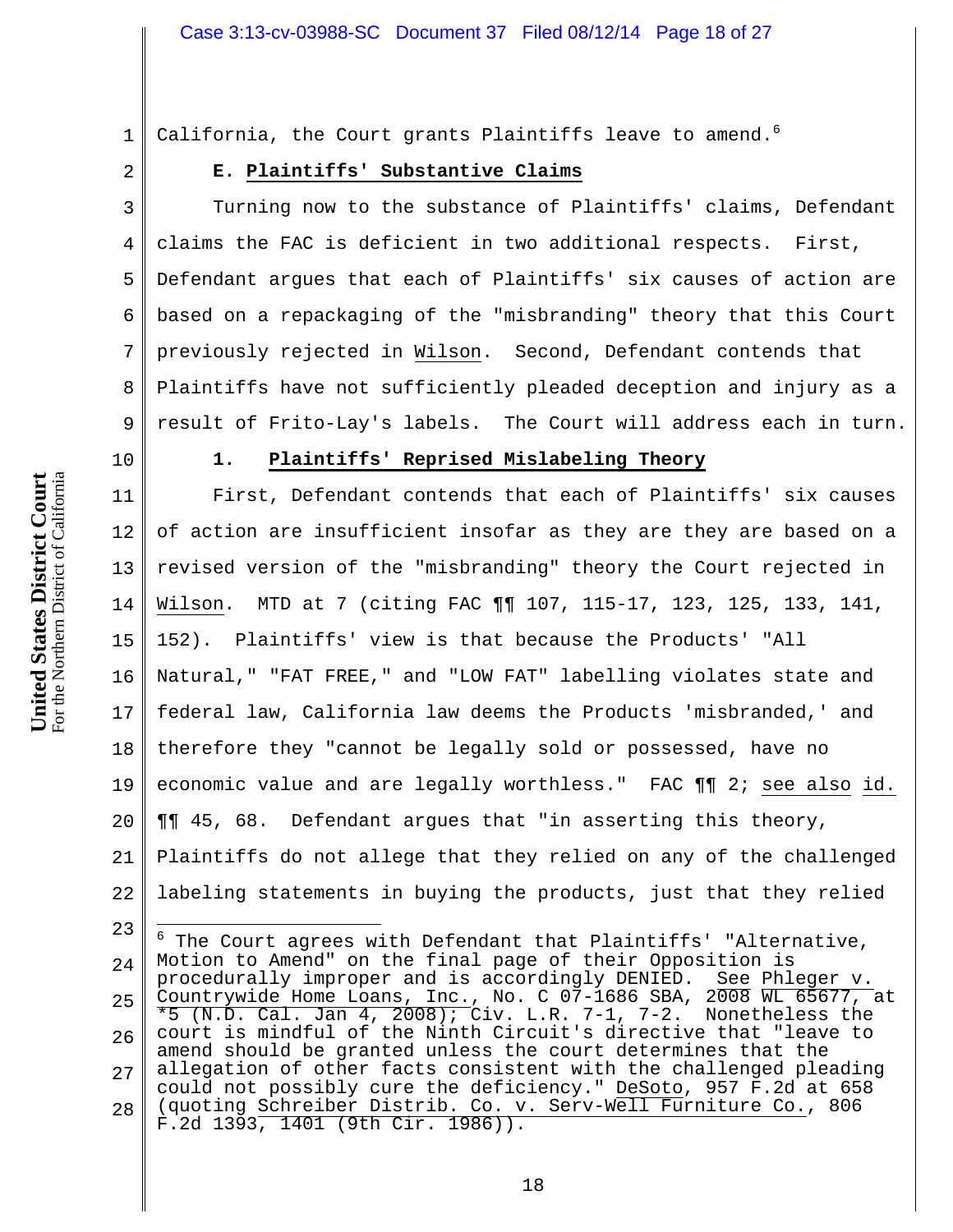California, the Court grants Plaintiffs leave to amend.[6]

**E. Plaintiffs' Substantive Claims**

Turning now to the substance of Plaintiffs' claims, Defendant claims the FAC is deficient in two additional respects. First, Defendant argues that each of Plaintiffs' six causes of action are based on a repackaging of the "misbranding" theory that this Court previously rejected in Wilson. Second, Defendant contends that Plaintiffs have not sufficiently pleaded deception and injury as a result of Frito-Lay's labels. The Court will address each in turn.

**1. Plaintiffs' Reprised Mislabeling Theory**

First, Defendant contends that each of Plaintiffs' six causes of action are insufficient insofar as they are they are based on a revised version of the "misbranding" theory the Court rejected in Wilson. MTD at 7 (citing FAC ¶¶ 107, 115-17, 123, 125, 133, 141, 152). Plaintiffs' view is that because the Products' "All Natural," "FAT FREE," and "LOW FAT" labelling violates state and federal law, California law deems the Products 'misbranded,' and therefore they "cannot be legally sold or possessed, have no economic value and are legally worthless." FAC ¶¶ 2; see also id. ¶¶ 45, 68. Defendant argues that "in asserting this theory, Plaintiffs do not allege that they relied on any of the challenged labeling statements in buying the products, just that they relied

---

[6] The Court agrees with Defendant that Plaintiffs' "Alternative, Motion to Amend" on the final page of their Opposition is procedurally improper and is accordingly DENIED. See Phleger v. Countrywide Home Loans, Inc., No. C 07-1686 SBA, 2008 WL 65677, at *5 (N.D. Cal. Jan 4, 2008); Civ. L.R. 7-1, 7-2. Nonetheless the court is mindful of the Ninth Circuit's directive that "leave to amend should be granted unless the court determines that the allegation of other facts consistent with the challenged pleading could not possibly cure the deficiency." DeSoto, 957 F.2d at 658 (quoting Schreiber Distrib. Co. v. Serv-Well Furniture Co., 806 F.2d 1393, 1401 (9th Cir. 1986)).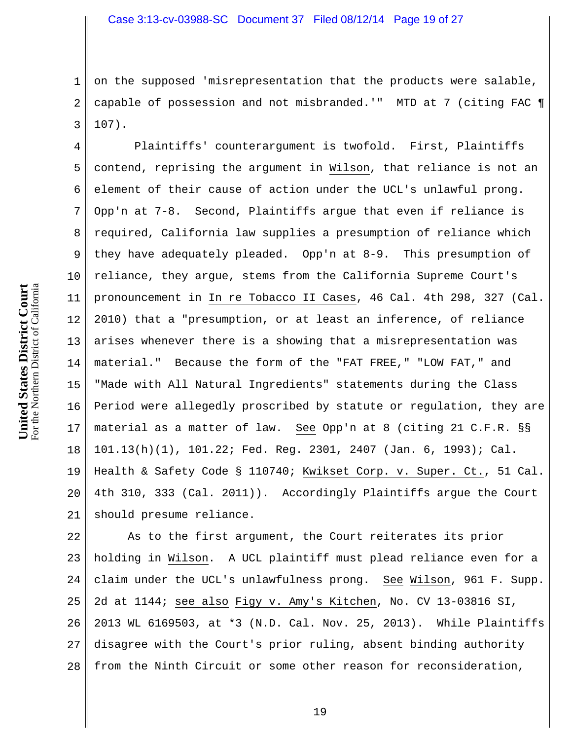on the supposed 'misrepresentation that the products were salable, capable of possession and not misbranded.'" MTD at 7 (citing FAC ¶ 107).

Plaintiffs' counterargument is twofold. First, Plaintiffs contend, reprising the argument in Wilson, that reliance is not an element of their cause of action under the UCL's unlawful prong. Opp'n at 7-8. Second, Plaintiffs argue that even if reliance is required, California law supplies a presumption of reliance which they have adequately pleaded. Opp'n at 8-9. This presumption of reliance, they argue, stems from the California Supreme Court's pronouncement in In re Tobacco II Cases, 46 Cal. 4th 298, 327 (Cal. 2010) that a "presumption, or at least an inference, of reliance arises whenever there is a showing that a misrepresentation was material." Because the form of the "FAT FREE," "LOW FAT," and "Made with All Natural Ingredients" statements during the Class Period were allegedly proscribed by statute or regulation, they are material as a matter of law. See Opp'n at 8 (citing 21 C.F.R. §§ 101.13(h)(1), 101.22; Fed. Reg. 2301, 2407 (Jan. 6, 1993); Cal. Health & Safety Code § 110740; Kwikset Corp. v. Super. Ct., 51 Cal. 4th 310, 333 (Cal. 2011)). Accordingly Plaintiffs argue the Court should presume reliance.

As to the first argument, the Court reiterates its prior holding in Wilson. A UCL plaintiff must plead reliance even for a claim under the UCL's unlawfulness prong. See Wilson, 961 F. Supp. 2d at 1144; see also Figy v. Amy's Kitchen, No. CV 13-03816 SI, 2013 WL 6169503, at *3 (N.D. Cal. Nov. 25, 2013). While Plaintiffs disagree with the Court's prior ruling, absent binding authority from the Ninth Circuit or some other reason for reconsideration,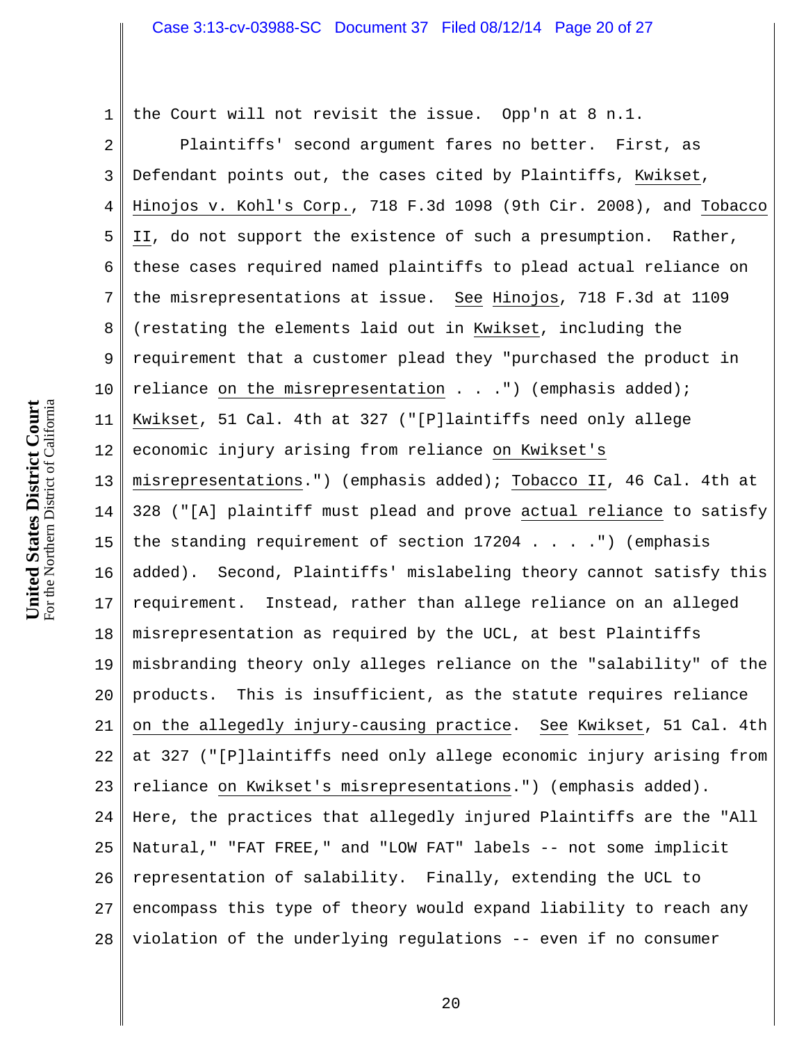the Court will not revisit the issue. Opp'n at 8 n.1.

Plaintiffs' second argument fares no better. First, as Defendant points out, the cases cited by Plaintiffs, Kwikset, Hinojos v. Kohl's Corp., 718 F.3d 1098 (9th Cir. 2008), and Tobacco II, do not support the existence of such a presumption. Rather, these cases required named plaintiffs to plead actual reliance on the misrepresentations at issue. See Hinojos, 718 F.3d at 1109 (restating the elements laid out in Kwikset, including the requirement that a customer plead they "purchased the product in reliance on the misrepresentation . . .") (emphasis added); Kwikset, 51 Cal. 4th at 327 ("[P]laintiffs need only allege economic injury arising from reliance on Kwikset's misrepresentations.") (emphasis added); Tobacco II, 46 Cal. 4th at 328 ("[A] plaintiff must plead and prove actual reliance to satisfy the standing requirement of section 17204 . . . .") (emphasis added). Second, Plaintiffs' mislabeling theory cannot satisfy this requirement. Instead, rather than allege reliance on an alleged misrepresentation as required by the UCL, at best Plaintiffs misbranding theory only alleges reliance on the "salability" of the products. This is insufficient, as the statute requires reliance on the allegedly injury-causing practice. See Kwikset, 51 Cal. 4th at 327 ("[P]laintiffs need only allege economic injury arising from reliance on Kwikset's misrepresentations.") (emphasis added). Here, the practices that allegedly injured Plaintiffs are the "All Natural," "FAT FREE," and "LOW FAT" labels -- not some implicit representation of salability. Finally, extending the UCL to encompass this type of theory would expand liability to reach any violation of the underlying regulations -- even if no consumer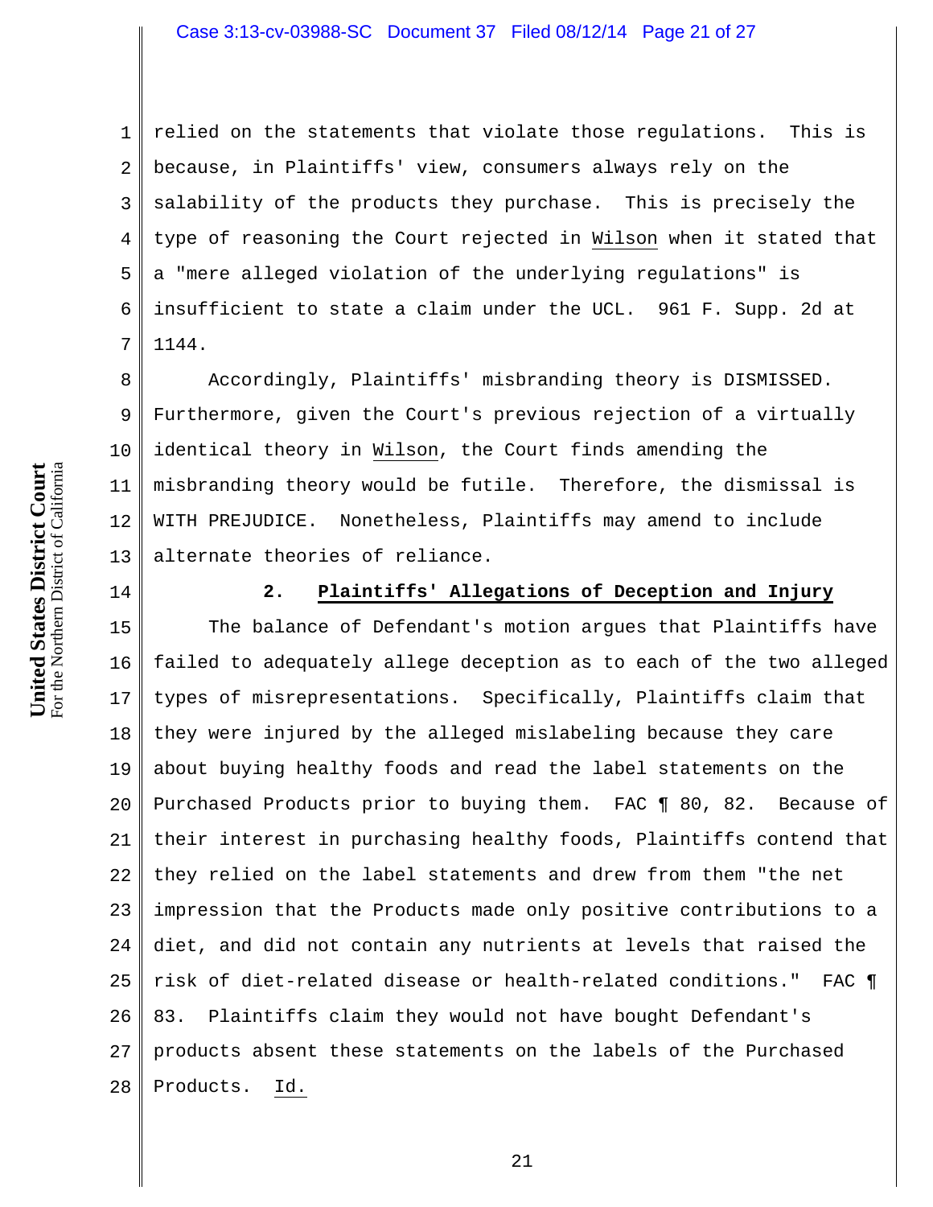relied on the statements that violate those regulations. This is because, in Plaintiffs' view, consumers always rely on the salability of the products they purchase. This is precisely the type of reasoning the Court rejected in Wilson when it stated that a "mere alleged violation of the underlying regulations" is insufficient to state a claim under the UCL. 961 F. Supp. 2d at 1144.

Accordingly, Plaintiffs' misbranding theory is DISMISSED. Furthermore, given the Court's previous rejection of a virtually identical theory in Wilson, the Court finds amending the misbranding theory would be futile. Therefore, the dismissal is WITH PREJUDICE. Nonetheless, Plaintiffs may amend to include alternate theories of reliance.

### 2. Plaintiffs' Allegations of Deception and Injury

The balance of Defendant's motion argues that Plaintiffs have failed to adequately allege deception as to each of the two alleged types of misrepresentations. Specifically, Plaintiffs claim that they were injured by the alleged mislabeling because they care about buying healthy foods and read the label statements on the Purchased Products prior to buying them. FAC ¶ 80, 82. Because of their interest in purchasing healthy foods, Plaintiffs contend that they relied on the label statements and drew from them "the net impression that the Products made only positive contributions to a diet, and did not contain any nutrients at levels that raised the risk of diet-related disease or health-related conditions." FAC ¶ 83. Plaintiffs claim they would not have bought Defendant's products absent these statements on the labels of the Purchased Products. Id.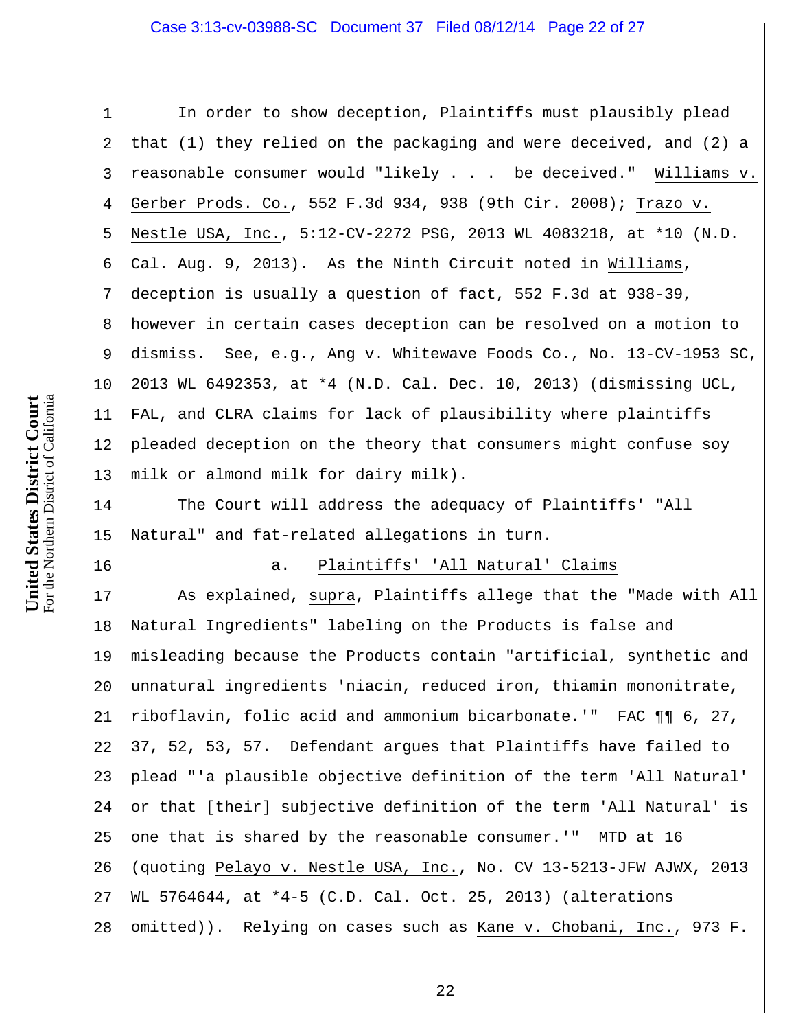In order to show deception, Plaintiffs must plausibly plead that (1) they relied on the packaging and were deceived, and (2) a reasonable consumer would "likely . . . be deceived." Williams v. Gerber Prods. Co., 552 F.3d 934, 938 (9th Cir. 2008); Trazo v. Nestle USA, Inc., 5:12-CV-2272 PSG, 2013 WL 4083218, at *10 (N.D. Cal. Aug. 9, 2013). As the Ninth Circuit noted in Williams, deception is usually a question of fact, 552 F.3d at 938-39, however in certain cases deception can be resolved on a motion to dismiss. See, e.g., Ang v. Whitewave Foods Co., No. 13-CV-1953 SC, 2013 WL 6492353, at *4 (N.D. Cal. Dec. 10, 2013) (dismissing UCL, FAL, and CLRA claims for lack of plausibility where plaintiffs pleaded deception on the theory that consumers might confuse soy milk or almond milk for dairy milk).

The Court will address the adequacy of Plaintiffs' "All Natural" and fat-related allegations in turn.

a. Plaintiffs' 'All Natural' Claims

As explained, supra, Plaintiffs allege that the "Made with All Natural Ingredients" labeling on the Products is false and misleading because the Products contain "artificial, synthetic and unnatural ingredients 'niacin, reduced iron, thiamin mononitrate, riboflavin, folic acid and ammonium bicarbonate.'" FAC ¶¶ 6, 27, 37, 52, 53, 57. Defendant argues that Plaintiffs have failed to plead "'a plausible objective definition of the term 'All Natural' or that [their] subjective definition of the term 'All Natural' is one that is shared by the reasonable consumer.'" MTD at 16 (quoting Pelayo v. Nestle USA, Inc., No. CV 13-5213-JFW AJWX, 2013 WL 5764644, at *4-5 (C.D. Cal. Oct. 25, 2013) (alterations omitted)). Relying on cases such as Kane v. Chobani, Inc., 973 F.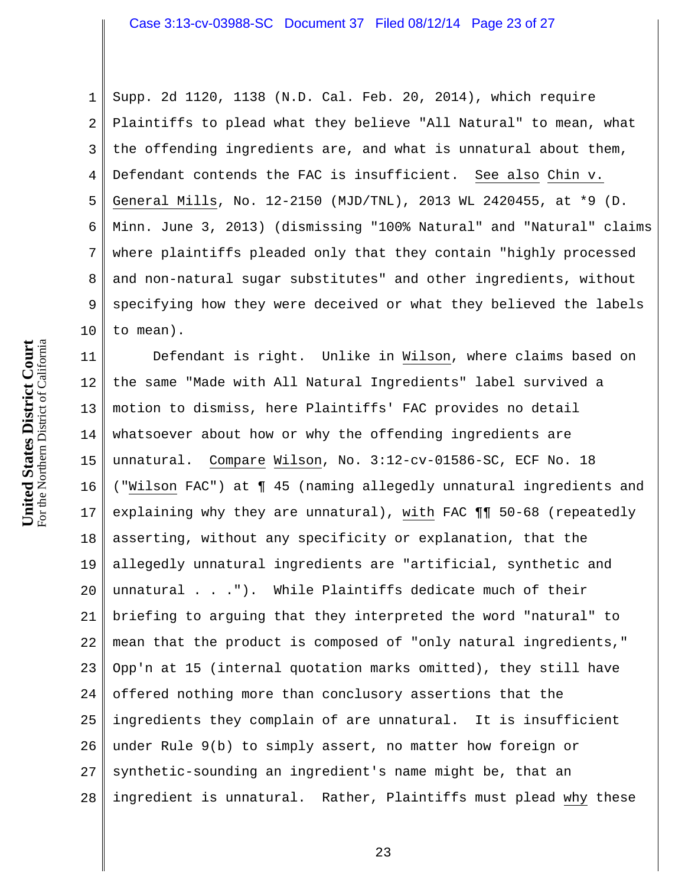Supp. 2d 1120, 1138 (N.D. Cal. Feb. 20, 2014), which require Plaintiffs to plead what they believe "All Natural" to mean, what the offending ingredients are, and what is unnatural about them, Defendant contends the FAC is insufficient. See also Chin v. General Mills, No. 12-2150 (MJD/TNL), 2013 WL 2420455, at *9 (D. Minn. June 3, 2013) (dismissing "100% Natural" and "Natural" claims where plaintiffs pleaded only that they contain "highly processed and non-natural sugar substitutes" and other ingredients, without specifying how they were deceived or what they believed the labels to mean).

Defendant is right. Unlike in Wilson, where claims based on the same "Made with All Natural Ingredients" label survived a motion to dismiss, here Plaintiffs' FAC provides no detail whatsoever about how or why the offending ingredients are unnatural. Compare Wilson, No. 3:12-cv-01586-SC, ECF No. 18 ("Wilson FAC") at ¶ 45 (naming allegedly unnatural ingredients and explaining why they are unnatural), with FAC ¶¶ 50-68 (repeatedly asserting, without any specificity or explanation, that the allegedly unnatural ingredients are "artificial, synthetic and unnatural . . ."). While Plaintiffs dedicate much of their briefing to arguing that they interpreted the word "natural" to mean that the product is composed of "only natural ingredients," Opp'n at 15 (internal quotation marks omitted), they still have offered nothing more than conclusory assertions that the ingredients they complain of are unnatural. It is insufficient under Rule 9(b) to simply assert, no matter how foreign or synthetic-sounding an ingredient's name might be, that an ingredient is unnatural. Rather, Plaintiffs must plead _why_ these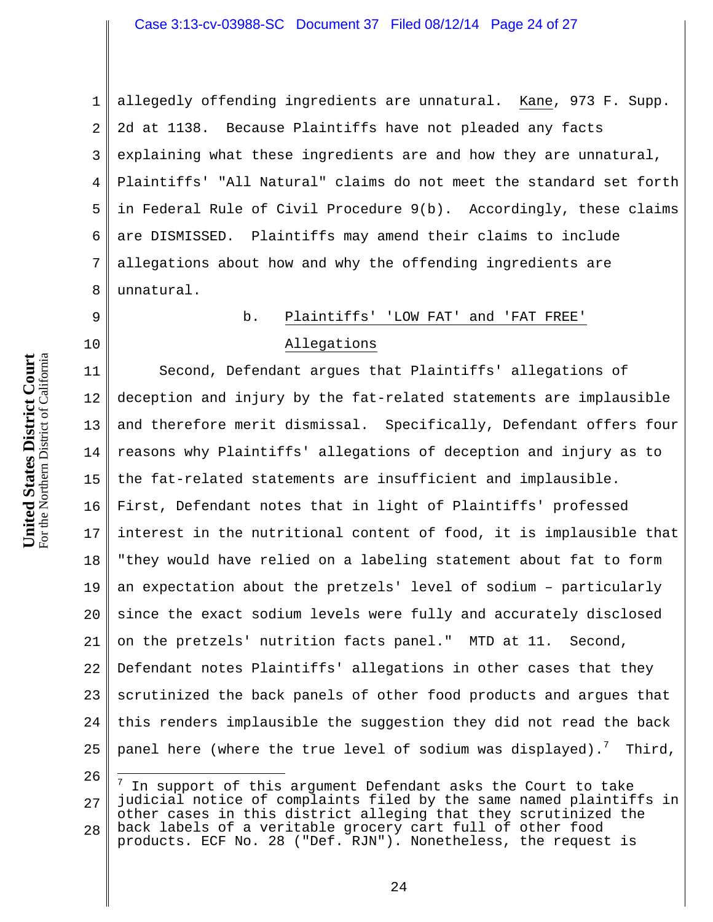allegedly offending ingredients are unnatural. Kane, 973 F. Supp. 2d at 1138. Because Plaintiffs have not pleaded any facts explaining what these ingredients are and how they are unnatural, Plaintiffs' "All Natural" claims do not meet the standard set forth in Federal Rule of Civil Procedure 9(b). Accordingly, these claims are DISMISSED. Plaintiffs may amend their claims to include allegations about how and why the offending ingredients are unnatural.

b. Plaintiffs' 'LOW FAT' and 'FAT FREE' Allegations

Second, Defendant argues that Plaintiffs' allegations of deception and injury by the fat-related statements are implausible and therefore merit dismissal. Specifically, Defendant offers four reasons why Plaintiffs' allegations of deception and injury as to the fat-related statements are insufficient and implausible. First, Defendant notes that in light of Plaintiffs' professed interest in the nutritional content of food, it is implausible that "they would have relied on a labeling statement about fat to form an expectation about the pretzels' level of sodium – particularly since the exact sodium levels were fully and accurately disclosed on the pretzels' nutrition facts panel." MTD at 11. Second, Defendant notes Plaintiffs' allegations in other cases that they scrutinized the back panels of other food products and argues that this renders implausible the suggestion they did not read the back panel here (where the true level of sodium was displayed).[7] Third,

---

[7] In support of this argument Defendant asks the Court to take judicial notice of complaints filed by the same named plaintiffs in other cases in this district alleging that they scrutinized the back labels of a veritable grocery cart full of other food products. ECF No. 28 ("Def. RJN"). Nonetheless, the request is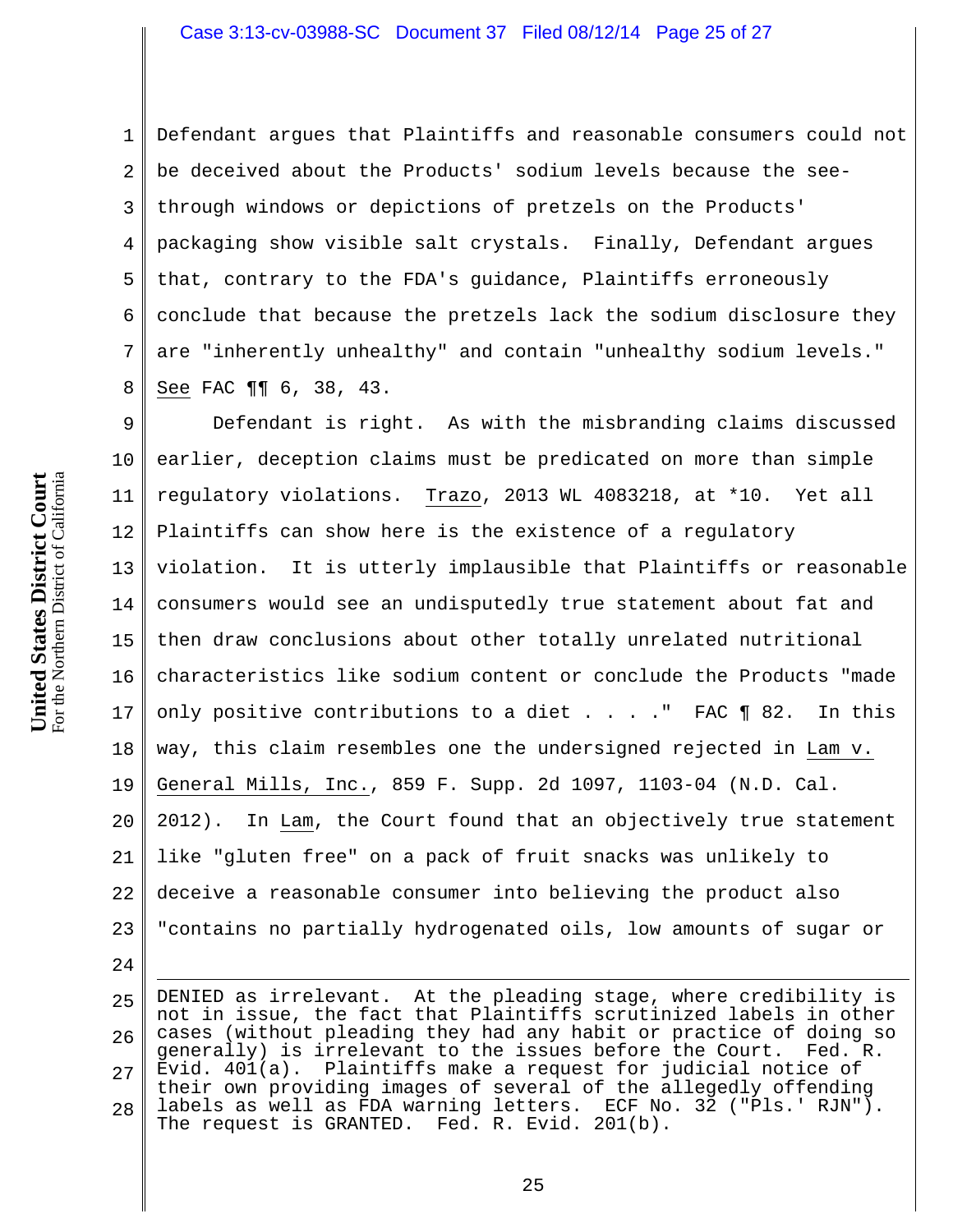Defendant argues that Plaintiffs and reasonable consumers could not be deceived about the Products' sodium levels because the see-through windows or depictions of pretzels on the Products' packaging show visible salt crystals. Finally, Defendant argues that, contrary to the FDA's guidance, Plaintiffs erroneously conclude that because the pretzels lack the sodium disclosure they are "inherently unhealthy" and contain "unhealthy sodium levels." See FAC ¶¶ 6, 38, 43.

Defendant is right. As with the misbranding claims discussed earlier, deception claims must be predicated on more than simple regulatory violations. Trazo, 2013 WL 4083218, at *10. Yet all Plaintiffs can show here is the existence of a regulatory violation. It is utterly implausible that Plaintiffs or reasonable consumers would see an undisputedly true statement about fat and then draw conclusions about other totally unrelated nutritional characteristics like sodium content or conclude the Products "made only positive contributions to a diet . . . ." FAC ¶ 82. In this way, this claim resembles one the undersigned rejected in Lam v. General Mills, Inc., 859 F. Supp. 2d 1097, 1103-04 (N.D. Cal. 2012). In Lam, the Court found that an objectively true statement like "gluten free" on a pack of fruit snacks was unlikely to deceive a reasonable consumer into believing the product also "contains no partially hydrogenated oils, low amounts of sugar or

---

DENIED as irrelevant. At the pleading stage, where credibility is not in issue, the fact that Plaintiffs scrutinized labels in other cases (without pleading they had any habit or practice of doing so generally) is irrelevant to the issues before the Court. Fed. R. Evid. 401(a). Plaintiffs make a request for judicial notice of their own providing images of several of the allegedly offending labels as well as FDA warning letters. ECF No. 32 ("Pls.' RJN"). The request is GRANTED. Fed. R. Evid. 201(b).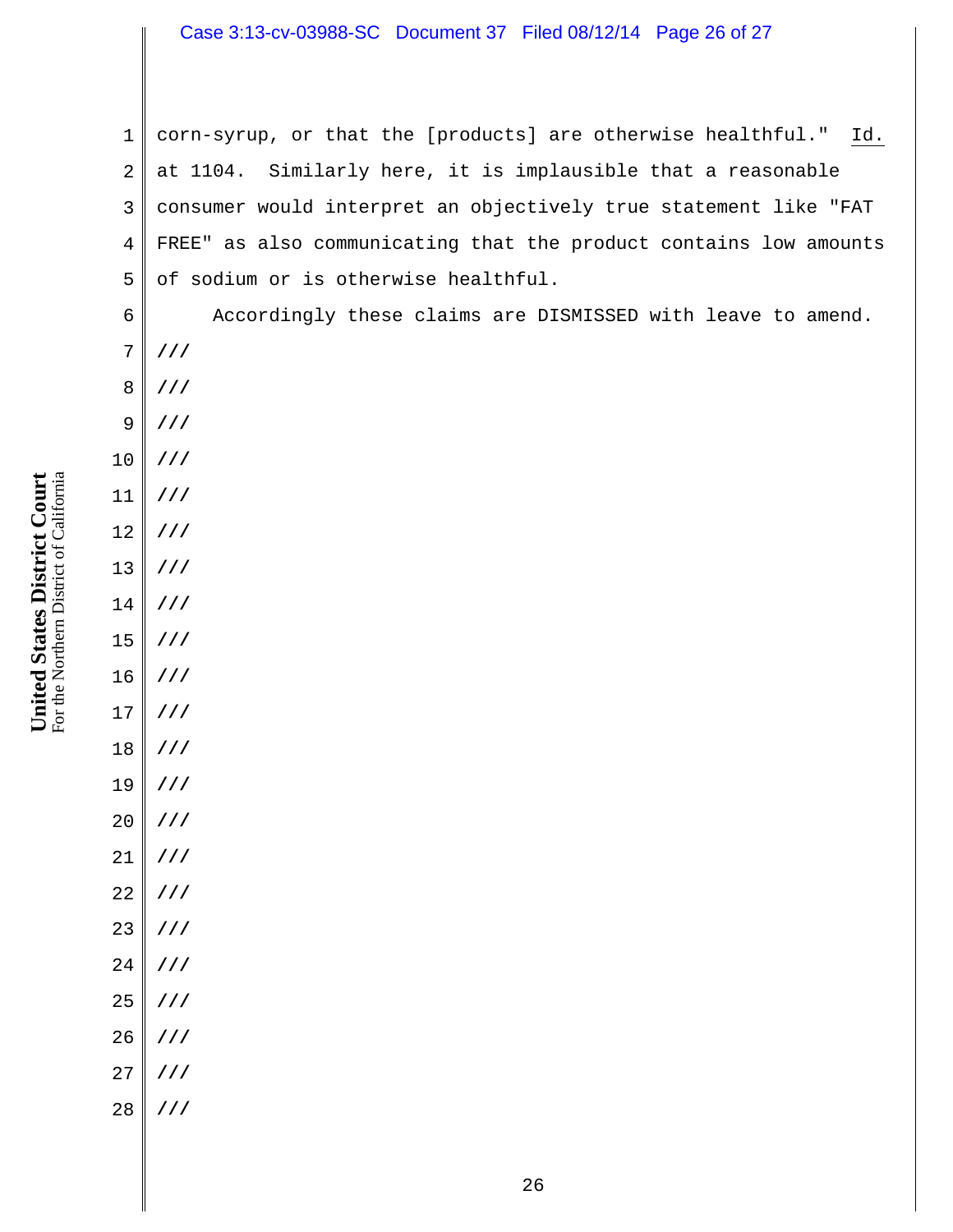corn-syrup, or that the [products] are otherwise healthful." Id. at 1104. Similarly here, it is implausible that a reasonable consumer would interpret an objectively true statement like "FAT FREE" as also communicating that the product contains low amounts of sodium or is otherwise healthful.

Accordingly these claims are DISMISSED with leave to amend.

///

///

///

///

///

///

///

///

///

///

///

///

///

///

///

///

///

///

///

///

///

///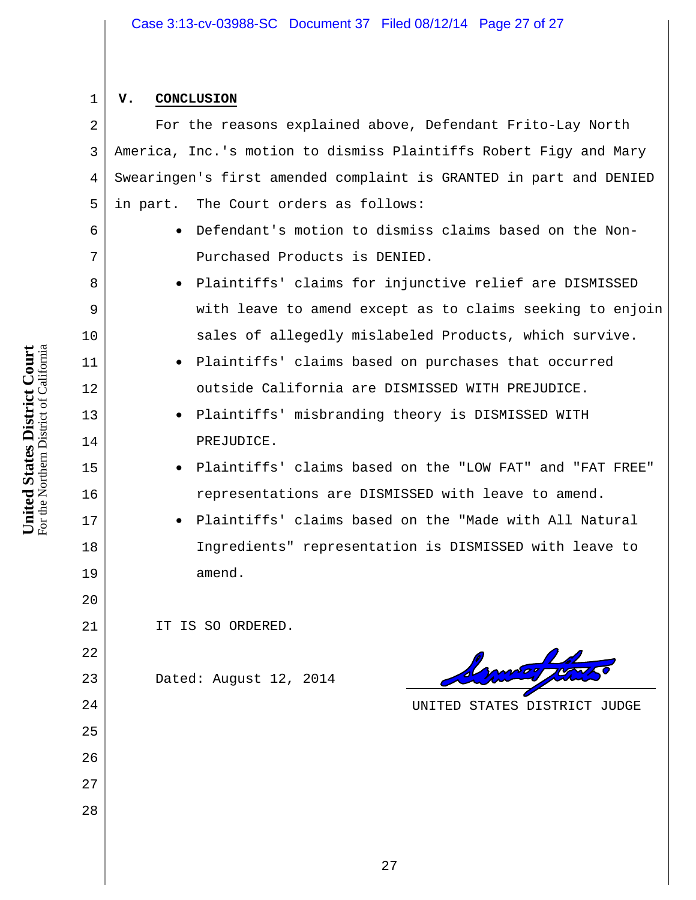## V. CONCLUSION

For the reasons explained above, Defendant Frito-Lay North America, Inc.'s motion to dismiss Plaintiffs Robert Figy and Mary Swearingen's first amended complaint is GRANTED in part and DENIED in part. The Court orders as follows:

- Defendant's motion to dismiss claims based on the Non-Purchased Products is DENIED.
- Plaintiffs' claims for injunctive relief are DISMISSED with leave to amend except as to claims seeking to enjoin sales of allegedly mislabeled Products, which survive.
- Plaintiffs' claims based on purchases that occurred outside California are DISMISSED WITH PREJUDICE.
- Plaintiffs' misbranding theory is DISMISSED WITH PREJUDICE.
- Plaintiffs' claims based on the "LOW FAT" and "FAT FREE" representations are DISMISSED with leave to amend.
- Plaintiffs' claims based on the "Made with All Natural Ingredients" representation is DISMISSED with leave to amend.

IT IS SO ORDERED.

Dated: August 12, 2014

UNITED STATES DISTRICT JUDGE